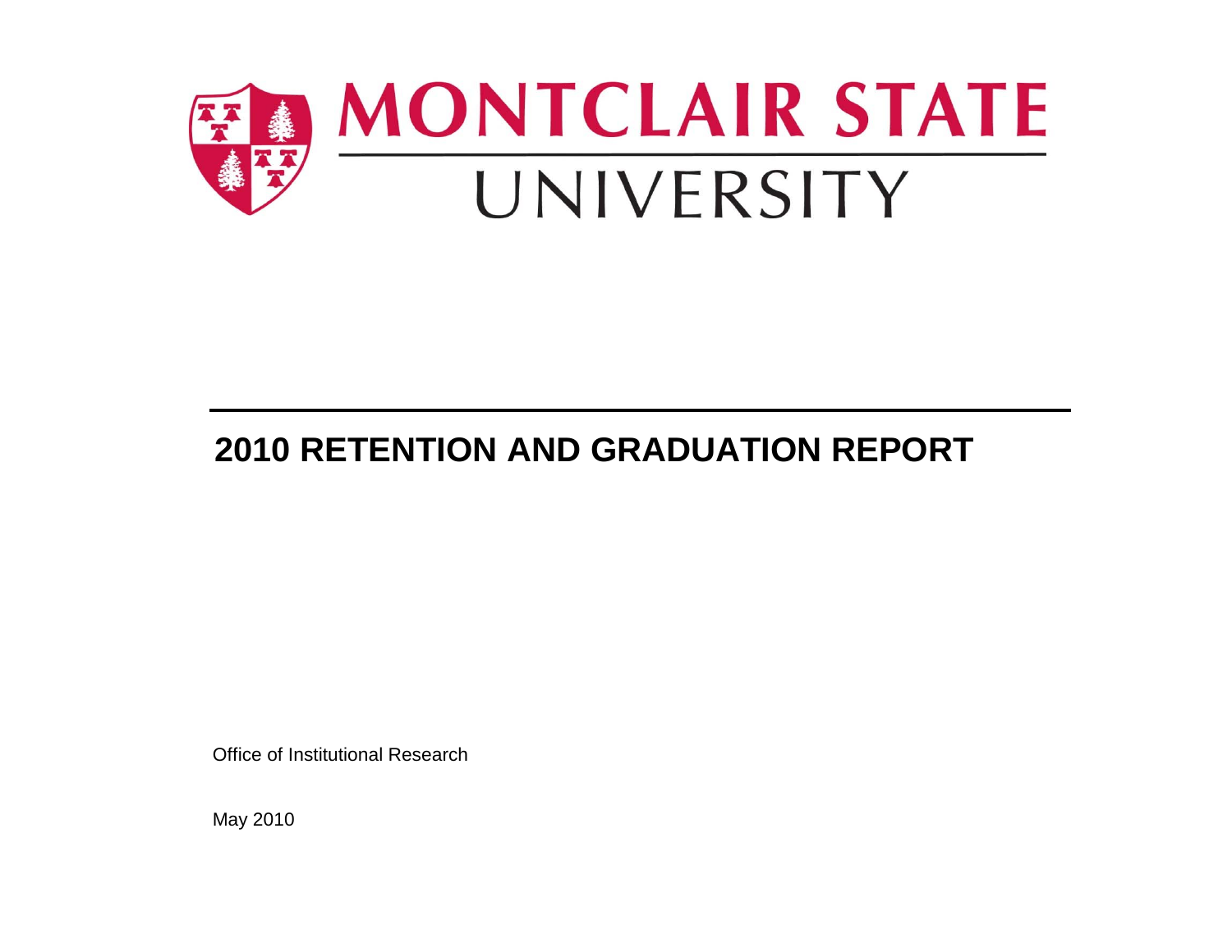MONTCLAIR STATE UNIVERSITY

# 2010 RETENTION AND GRADUATION REPORT

Office of Institutional Research

May 2010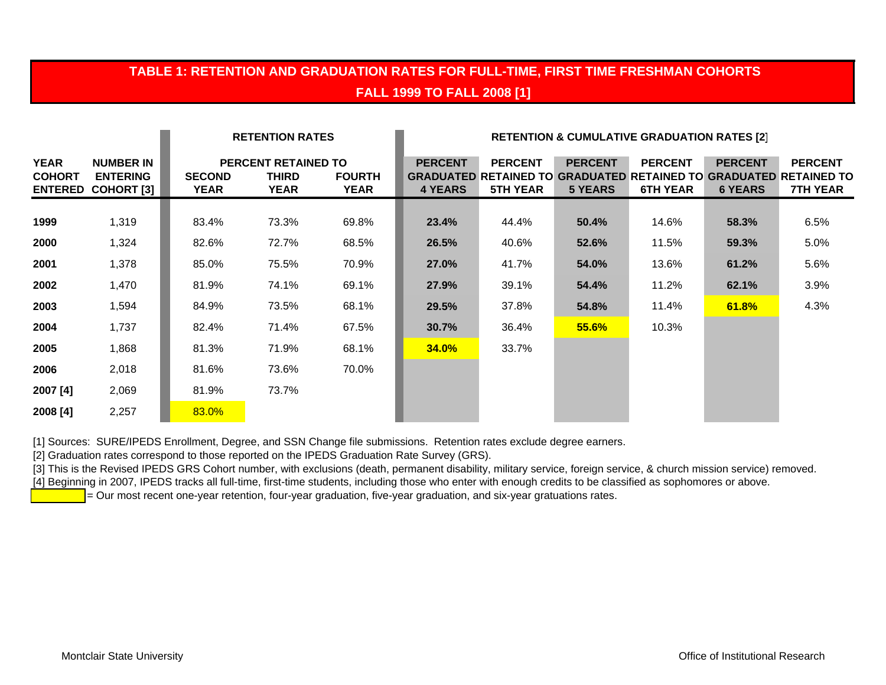## TABLE 1: RETENTION AND GRADUATION RATES FOR FULL-TIME, FIRST TIME FRESHMAN COHORTS FALL 1999 TO FALL 2008 [1]

| | | RETENTION RATES | | | RETENTION & CUMULATIVE GRADUATION RATES [2] | | | | | |
|---|---|---|---|---|---|---|---|---|---|---|
| | | PERCENT RETAINED TO | | | | | | | | |
| YEAR COHORT ENTERED | NUMBER IN ENTERING COHORT [3] | SECOND YEAR | THIRD YEAR | FOURTH YEAR | PERCENT GRADUATED 4 YEARS | PERCENT RETAINED TO 5TH YEAR | PERCENT GRADUATED 5 YEARS | PERCENT RETAINED TO 6TH YEAR | PERCENT GRADUATED 6 YEARS | PERCENT RETAINED TO 7TH YEAR |
| **1999** | 1,319 | 83.4% | 73.3% | 69.8% | **23.4%** | 44.4% | **50.4%** | 14.6% | **58.3%** | 6.5% |
| **2000** | 1,324 | 82.6% | 72.7% | 68.5% | **26.5%** | 40.6% | **52.6%** | 11.5% | **59.3%** | 5.0% |
| **2001** | 1,378 | 85.0% | 75.5% | 70.9% | **27.0%** | 41.7% | **54.0%** | 13.6% | **61.2%** | 5.6% |
| **2002** | 1,470 | 81.9% | 74.1% | 69.1% | **27.9%** | 39.1% | **54.4%** | 11.2% | **62.1%** | 3.9% |
| **2003** | 1,594 | 84.9% | 73.5% | 68.1% | **29.5%** | 37.8% | **54.8%** | 11.4% | **61.8%** | 4.3% |
| **2004** | 1,737 | 82.4% | 71.4% | 67.5% | **30.7%** | 36.4% | **55.6%** | 10.3% | | |
| **2005** | 1,868 | 81.3% | 71.9% | 68.1% | **34.0%** | 33.7% | | | | |
| **2006** | 2,018 | 81.6% | 73.6% | 70.0% | | | | | | |
| **2007 [4]** | 2,069 | 81.9% | 73.7% | | | | | | | |
| **2008 [4]** | 2,257 | 83.0% | | | | | | | | |

[1] Sources: SURE/IPEDS Enrollment, Degree, and SSN Change file submissions. Retention rates exclude degree earners.

[2] Graduation rates correspond to those reported on the IPEDS Graduation Rate Survey (GRS).

[3] This is the Revised IPEDS GRS Cohort number, with exclusions (death, permanent disability, military service, foreign service, & church mission service) removed.

[4] Beginning in 2007, IPEDS tracks all full-time, first-time students, including those who enter with enough credits to be classified as sophomores or above.

(highlighted) = Our most recent one-year retention, four-year graduation, five-year graduation, and six-year gratuations rates.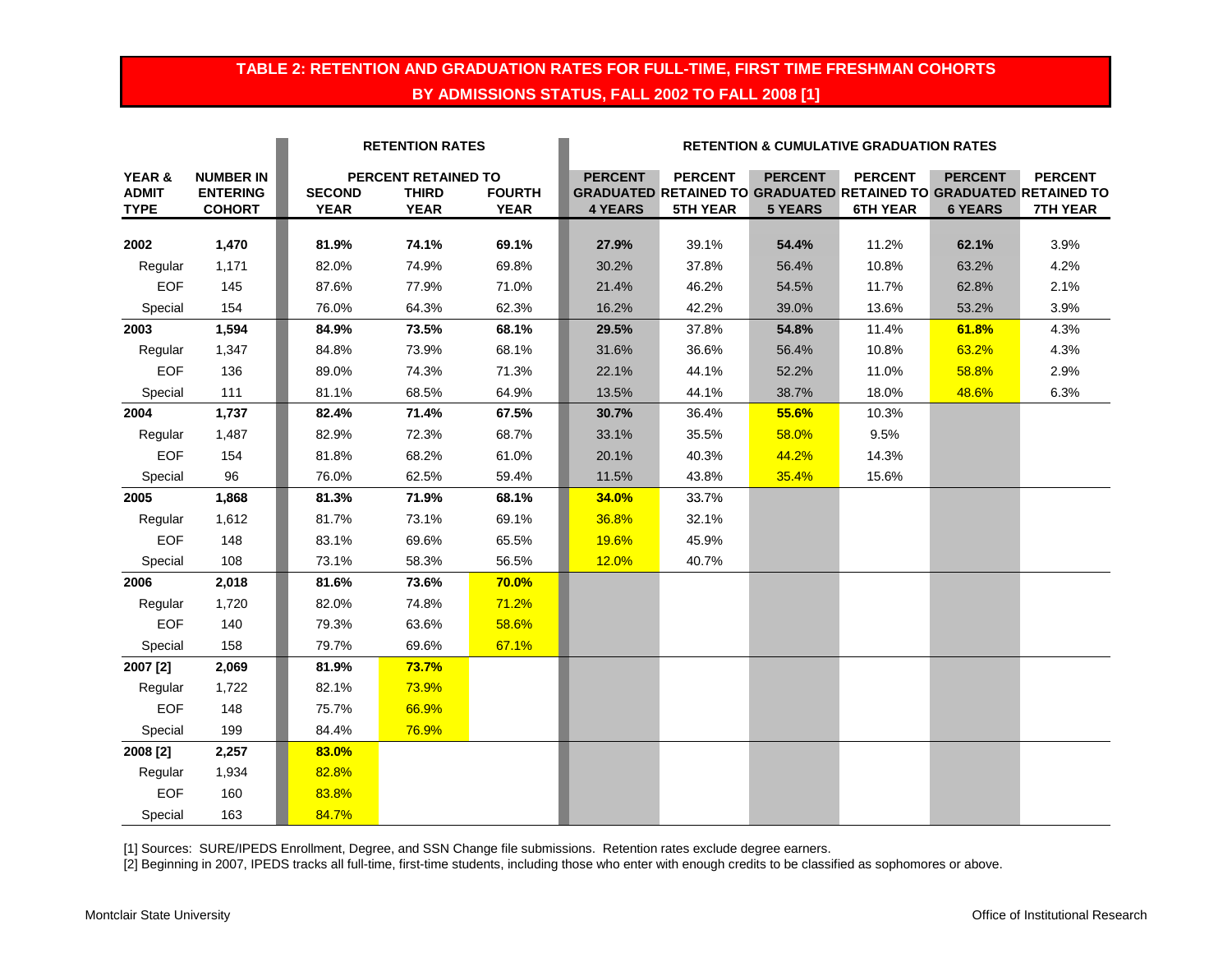# TABLE 2: RETENTION AND GRADUATION RATES FOR FULL-TIME, FIRST TIME FRESHMAN COHORTS BY ADMISSIONS STATUS, FALL 2002 TO FALL 2008 [1]

| | | RETENTION RATES | | | RETENTION & CUMULATIVE GRADUATION RATES | | | | | |
|---|---|---|---|---|---|---|---|---|---|---|
| | | PERCENT RETAINED TO | | | | | | | | |
| **YEAR & ADMIT TYPE** | **NUMBER IN ENTERING COHORT** | **SECOND YEAR** | **THIRD YEAR** | **FOURTH YEAR** | **PERCENT GRADUATED 4 YEARS** | **PERCENT RETAINED TO 5TH YEAR** | **PERCENT GRADUATED 5 YEARS** | **PERCENT RETAINED TO 6TH YEAR** | **PERCENT GRADUATED 6 YEARS** | **PERCENT RETAINED TO 7TH YEAR** |
| **2002** | **1,470** | **81.9%** | **74.1%** | **69.1%** | **27.9%** | 39.1% | **54.4%** | 11.2% | **62.1%** | 3.9% |
| Regular | 1,171 | 82.0% | 74.9% | 69.8% | 30.2% | 37.8% | 56.4% | 10.8% | 63.2% | 4.2% |
| EOF | 145 | 87.6% | 77.9% | 71.0% | 21.4% | 46.2% | 54.5% | 11.7% | 62.8% | 2.1% |
| Special | 154 | 76.0% | 64.3% | 62.3% | 16.2% | 42.2% | 39.0% | 13.6% | 53.2% | 3.9% |
| **2003** | **1,594** | **84.9%** | **73.5%** | **68.1%** | **29.5%** | 37.8% | **54.8%** | 11.4% | **61.8%** | 4.3% |
| Regular | 1,347 | 84.8% | 73.9% | 68.1% | 31.6% | 36.6% | 56.4% | 10.8% | 63.2% | 4.3% |
| EOF | 136 | 89.0% | 74.3% | 71.3% | 22.1% | 44.1% | 52.2% | 11.0% | 58.8% | 2.9% |
| Special | 111 | 81.1% | 68.5% | 64.9% | 13.5% | 44.1% | 38.7% | 18.0% | 48.6% | 6.3% |
| **2004** | **1,737** | **82.4%** | **71.4%** | **67.5%** | **30.7%** | 36.4% | **55.6%** | 10.3% | | |
| Regular | 1,487 | 82.9% | 72.3% | 68.7% | 33.1% | 35.5% | 58.0% | 9.5% | | |
| EOF | 154 | 81.8% | 68.2% | 61.0% | 20.1% | 40.3% | 44.2% | 14.3% | | |
| Special | 96 | 76.0% | 62.5% | 59.4% | 11.5% | 43.8% | 35.4% | 15.6% | | |
| **2005** | **1,868** | **81.3%** | **71.9%** | **68.1%** | **34.0%** | 33.7% | | | | |
| Regular | 1,612 | 81.7% | 73.1% | 69.1% | 36.8% | 32.1% | | | | |
| EOF | 148 | 83.1% | 69.6% | 65.5% | 19.6% | 45.9% | | | | |
| Special | 108 | 73.1% | 58.3% | 56.5% | 12.0% | 40.7% | | | | |
| **2006** | **2,018** | **81.6%** | **73.6%** | **70.0%** | | | | | | |
| Regular | 1,720 | 82.0% | 74.8% | 71.2% | | | | | | |
| EOF | 140 | 79.3% | 63.6% | 58.6% | | | | | | |
| Special | 158 | 79.7% | 69.6% | 67.1% | | | | | | |
| **2007 [2]** | **2,069** | **81.9%** | **73.7%** | | | | | | | |
| Regular | 1,722 | 82.1% | 73.9% | | | | | | | |
| EOF | 148 | 75.7% | 66.9% | | | | | | | |
| Special | 199 | 84.4% | 76.9% | | | | | | | |
| **2008 [2]** | **2,257** | **83.0%** | | | | | | | | |
| Regular | 1,934 | 82.8% | | | | | | | | |
| EOF | 160 | 83.8% | | | | | | | | |
| Special | 163 | 84.7% | | | | | | | | |

[1] Sources: SURE/IPEDS Enrollment, Degree, and SSN Change file submissions. Retention rates exclude degree earners.

[2] Beginning in 2007, IPEDS tracks all full-time, first-time students, including those who enter with enough credits to be classified as sophomores or above.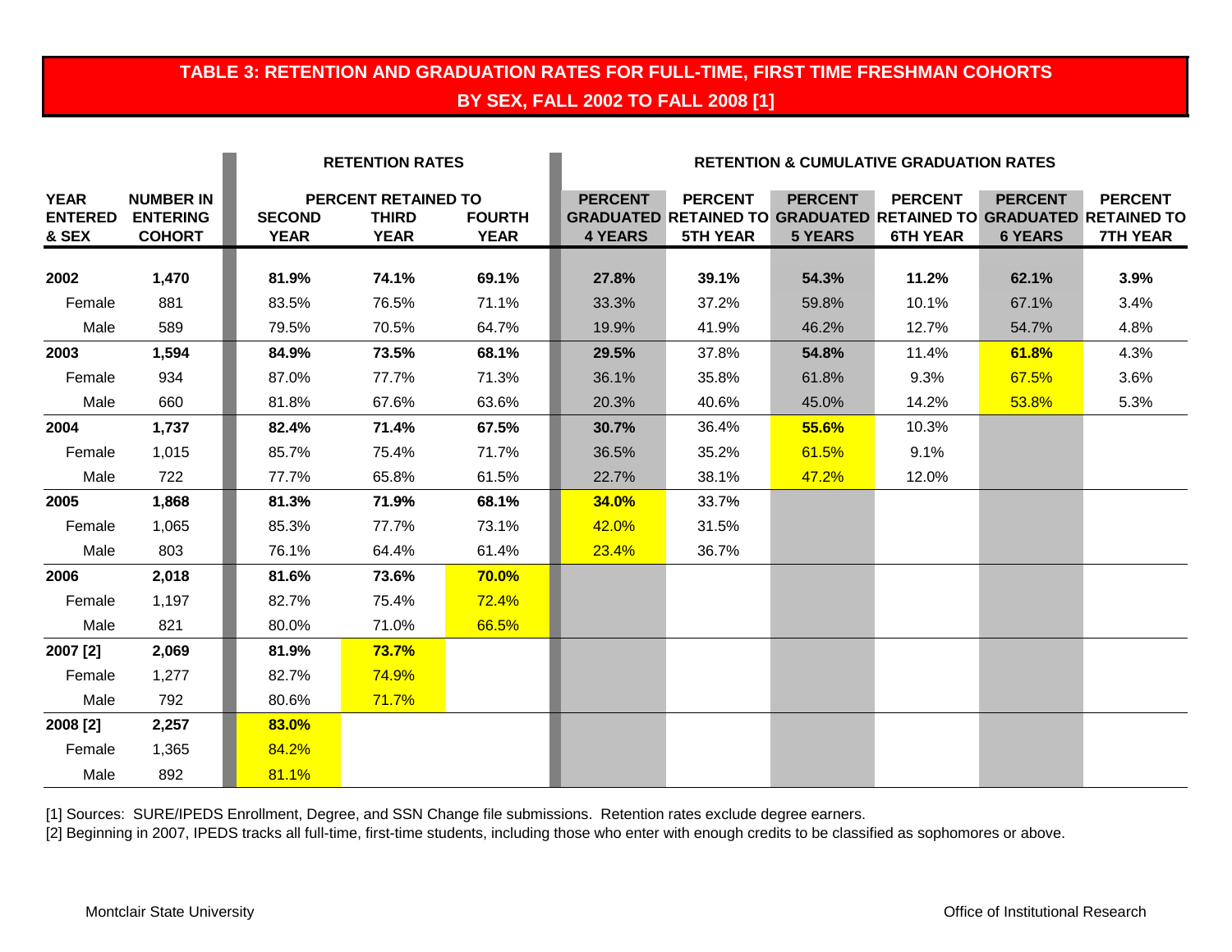# TABLE 3: RETENTION AND GRADUATION RATES FOR FULL-TIME, FIRST TIME FRESHMAN COHORTS BY SEX, FALL 2002 TO FALL 2008 [1]

| | | RETENTION RATES | | | RETENTION & CUMULATIVE GRADUATION RATES | | | | | |
|---|---|---|---|---|---|---|---|---|---|---|
| | | PERCENT RETAINED TO | | | | | | | | |
| YEAR ENTERED & SEX | NUMBER IN ENTERING COHORT | SECOND YEAR | THIRD YEAR | FOURTH YEAR | PERCENT GRADUATED 4 YEARS | PERCENT RETAINED TO 5TH YEAR | PERCENT GRADUATED 5 YEARS | PERCENT RETAINED TO 6TH YEAR | PERCENT GRADUATED 6 YEARS | PERCENT RETAINED TO 7TH YEAR |
| **2002** | **1,470** | **81.9%** | **74.1%** | **69.1%** | **27.8%** | **39.1%** | **54.3%** | **11.2%** | **62.1%** | **3.9%** |
| Female | 881 | 83.5% | 76.5% | 71.1% | 33.3% | 37.2% | 59.8% | 10.1% | 67.1% | 3.4% |
| Male | 589 | 79.5% | 70.5% | 64.7% | 19.9% | 41.9% | 46.2% | 12.7% | 54.7% | 4.8% |
| **2003** | **1,594** | **84.9%** | **73.5%** | **68.1%** | **29.5%** | 37.8% | **54.8%** | 11.4% | **61.8%** | 4.3% |
| Female | 934 | 87.0% | 77.7% | 71.3% | 36.1% | 35.8% | 61.8% | 9.3% | 67.5% | 3.6% |
| Male | 660 | 81.8% | 67.6% | 63.6% | 20.3% | 40.6% | 45.0% | 14.2% | 53.8% | 5.3% |
| **2004** | **1,737** | **82.4%** | **71.4%** | **67.5%** | **30.7%** | 36.4% | **55.6%** | 10.3% | | |
| Female | 1,015 | 85.7% | 75.4% | 71.7% | 36.5% | 35.2% | 61.5% | 9.1% | | |
| Male | 722 | 77.7% | 65.8% | 61.5% | 22.7% | 38.1% | 47.2% | 12.0% | | |
| **2005** | **1,868** | **81.3%** | **71.9%** | **68.1%** | **34.0%** | 33.7% | | | | |
| Female | 1,065 | 85.3% | 77.7% | 73.1% | 42.0% | 31.5% | | | | |
| Male | 803 | 76.1% | 64.4% | 61.4% | 23.4% | 36.7% | | | | |
| **2006** | **2,018** | **81.6%** | **73.6%** | **70.0%** | | | | | | |
| Female | 1,197 | 82.7% | 75.4% | 72.4% | | | | | | |
| Male | 821 | 80.0% | 71.0% | 66.5% | | | | | | |
| **2007 [2]** | **2,069** | **81.9%** | **73.7%** | | | | | | | |
| Female | 1,277 | 82.7% | 74.9% | | | | | | | |
| Male | 792 | 80.6% | 71.7% | | | | | | | |
| **2008 [2]** | **2,257** | **83.0%** | | | | | | | | |
| Female | 1,365 | 84.2% | | | | | | | | |
| Male | 892 | 81.1% | | | | | | | | |

[1] Sources: SURE/IPEDS Enrollment, Degree, and SSN Change file submissions. Retention rates exclude degree earners.

[2] Beginning in 2007, IPEDS tracks all full-time, first-time students, including those who enter with enough credits to be classified as sophomores or above.

Montclair State University — Office of Institutional Research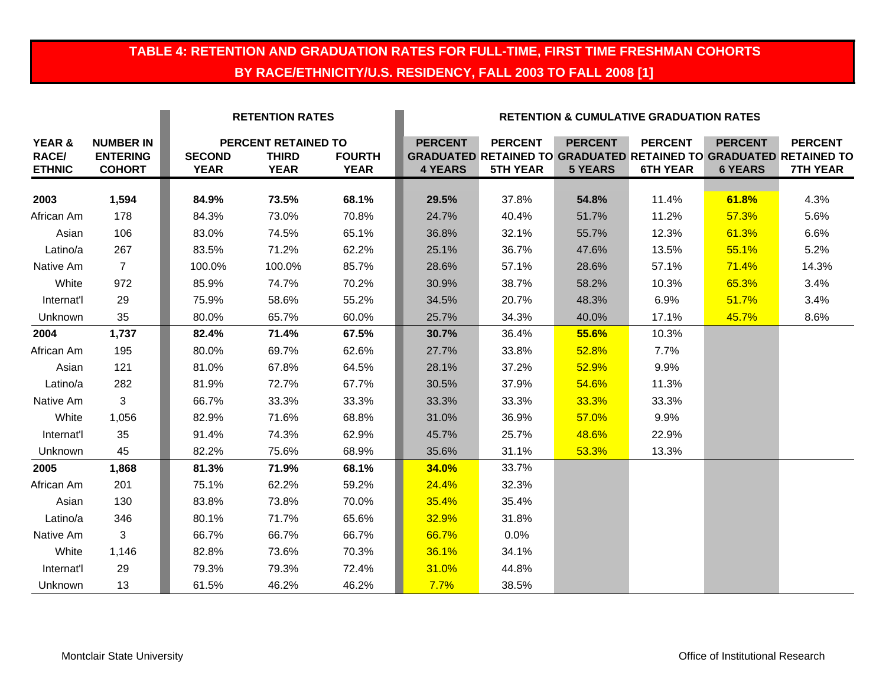# TABLE 4: RETENTION AND GRADUATION RATES FOR FULL-TIME, FIRST TIME FRESHMAN COHORTS BY RACE/ETHNICITY/U.S. RESIDENCY, FALL 2003 TO FALL 2008 [1]

| YEAR & RACE/ ETHNIC | NUMBER IN ENTERING COHORT | RETENTION RATES: PERCENT RETAINED TO SECOND YEAR | THIRD YEAR | FOURTH YEAR | RETENTION & CUMULATIVE GRADUATION RATES: PERCENT GRADUATED 4 YEARS | PERCENT RETAINED TO 5TH YEAR | PERCENT GRADUATED 5 YEARS | PERCENT RETAINED TO 6TH YEAR | PERCENT GRADUATED 6 YEARS | PERCENT RETAINED TO 7TH YEAR |
|---|---|---|---|---|---|---|---|---|---|---|
| **2003** | **1,594** | **84.9%** | **73.5%** | **68.1%** | **29.5%** | 37.8% | **54.8%** | 11.4% | **61.8%** | 4.3% |
| African Am | 178 | 84.3% | 73.0% | 70.8% | 24.7% | 40.4% | 51.7% | 11.2% | 57.3% | 5.6% |
| Asian | 106 | 83.0% | 74.5% | 65.1% | 36.8% | 32.1% | 55.7% | 12.3% | 61.3% | 6.6% |
| Latino/a | 267 | 83.5% | 71.2% | 62.2% | 25.1% | 36.7% | 47.6% | 13.5% | 55.1% | 5.2% |
| Native Am | 7 | 100.0% | 100.0% | 85.7% | 28.6% | 57.1% | 28.6% | 57.1% | 71.4% | 14.3% |
| White | 972 | 85.9% | 74.7% | 70.2% | 30.9% | 38.7% | 58.2% | 10.3% | 65.3% | 3.4% |
| Internat'l | 29 | 75.9% | 58.6% | 55.2% | 34.5% | 20.7% | 48.3% | 6.9% | 51.7% | 3.4% |
| Unknown | 35 | 80.0% | 65.7% | 60.0% | 25.7% | 34.3% | 40.0% | 17.1% | 45.7% | 8.6% |
| **2004** | **1,737** | **82.4%** | **71.4%** | **67.5%** | **30.7%** | 36.4% | **55.6%** | 10.3% | | |
| African Am | 195 | 80.0% | 69.7% | 62.6% | 27.7% | 33.8% | 52.8% | 7.7% | | |
| Asian | 121 | 81.0% | 67.8% | 64.5% | 28.1% | 37.2% | 52.9% | 9.9% | | |
| Latino/a | 282 | 81.9% | 72.7% | 67.7% | 30.5% | 37.9% | 54.6% | 11.3% | | |
| Native Am | 3 | 66.7% | 33.3% | 33.3% | 33.3% | 33.3% | 33.3% | 33.3% | | |
| White | 1,056 | 82.9% | 71.6% | 68.8% | 31.0% | 36.9% | 57.0% | 9.9% | | |
| Internat'l | 35 | 91.4% | 74.3% | 62.9% | 45.7% | 25.7% | 48.6% | 22.9% | | |
| Unknown | 45 | 82.2% | 75.6% | 68.9% | 35.6% | 31.1% | 53.3% | 13.3% | | |
| **2005** | **1,868** | **81.3%** | **71.9%** | **68.1%** | **34.0%** | 33.7% | | | | |
| African Am | 201 | 75.1% | 62.2% | 59.2% | 24.4% | 32.3% | | | | |
| Asian | 130 | 83.8% | 73.8% | 70.0% | 35.4% | 35.4% | | | | |
| Latino/a | 346 | 80.1% | 71.7% | 65.6% | 32.9% | 31.8% | | | | |
| Native Am | 3 | 66.7% | 66.7% | 66.7% | 66.7% | 0.0% | | | | |
| White | 1,146 | 82.8% | 73.6% | 70.3% | 36.1% | 34.1% | | | | |
| Internat'l | 29 | 79.3% | 79.3% | 72.4% | 31.0% | 44.8% | | | | |
| Unknown | 13 | 61.5% | 46.2% | 46.2% | 7.7% | 38.5% | | | | |

Montclair State University

Office of Institutional Research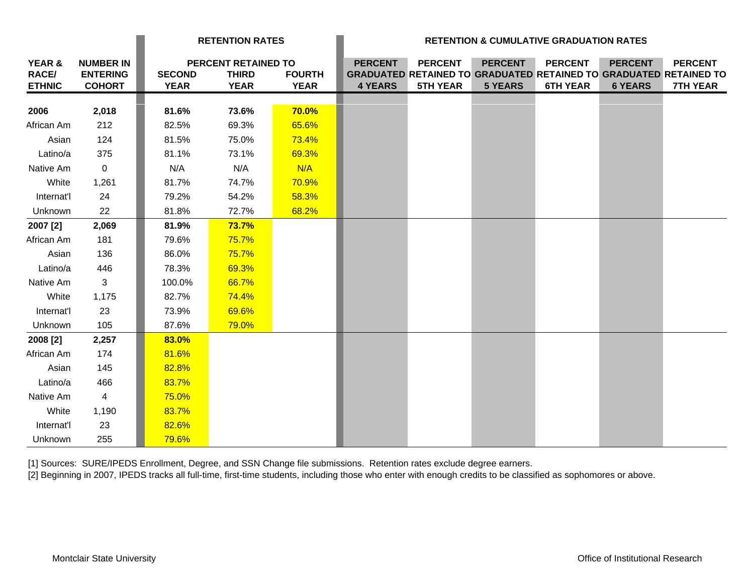| YEAR & RACE/ ETHNIC | NUMBER IN ENTERING COHORT | RETENTION RATES | | | RETENTION & CUMULATIVE GRADUATION RATES | | | | | |
|---|---|---|---|---|---|---|---|---|---|---|
| | | PERCENT RETAINED TO | | | | | | | | |
| | | SECOND YEAR | THIRD YEAR | FOURTH YEAR | PERCENT GRADUATED 4 YEARS | PERCENT RETAINED TO 5TH YEAR | PERCENT GRADUATED 5 YEARS | PERCENT RETAINED TO 6TH YEAR | PERCENT GRADUATED 6 YEARS | PERCENT RETAINED TO 7TH YEAR |
| **2006** | **2,018** | **81.6%** | **73.6%** | **70.0%** | | | | | | |
| African Am | 212 | 82.5% | 69.3% | 65.6% | | | | | | |
| Asian | 124 | 81.5% | 75.0% | 73.4% | | | | | | |
| Latino/a | 375 | 81.1% | 73.1% | 69.3% | | | | | | |
| Native Am | 0 | N/A | N/A | N/A | | | | | | |
| White | 1,261 | 81.7% | 74.7% | 70.9% | | | | | | |
| Internat'l | 24 | 79.2% | 54.2% | 58.3% | | | | | | |
| Unknown | 22 | 81.8% | 72.7% | 68.2% | | | | | | |
| **2007 [2]** | **2,069** | **81.9%** | **73.7%** | | | | | | | |
| African Am | 181 | 79.6% | 75.7% | | | | | | | |
| Asian | 136 | 86.0% | 75.7% | | | | | | | |
| Latino/a | 446 | 78.3% | 69.3% | | | | | | | |
| Native Am | 3 | 100.0% | 66.7% | | | | | | | |
| White | 1,175 | 82.7% | 74.4% | | | | | | | |
| Internat'l | 23 | 73.9% | 69.6% | | | | | | | |
| Unknown | 105 | 87.6% | 79.0% | | | | | | | |
| **2008 [2]** | **2,257** | **83.0%** | | | | | | | | |
| African Am | 174 | 81.6% | | | | | | | | |
| Asian | 145 | 82.8% | | | | | | | | |
| Latino/a | 466 | 83.7% | | | | | | | | |
| Native Am | 4 | 75.0% | | | | | | | | |
| White | 1,190 | 83.7% | | | | | | | | |
| Internat'l | 23 | 82.6% | | | | | | | | |
| Unknown | 255 | 79.6% | | | | | | | | |

[1] Sources: SURE/IPEDS Enrollment, Degree, and SSN Change file submissions. Retention rates exclude degree earners.

[2] Beginning in 2007, IPEDS tracks all full-time, first-time students, including those who enter with enough credits to be classified as sophomores or above.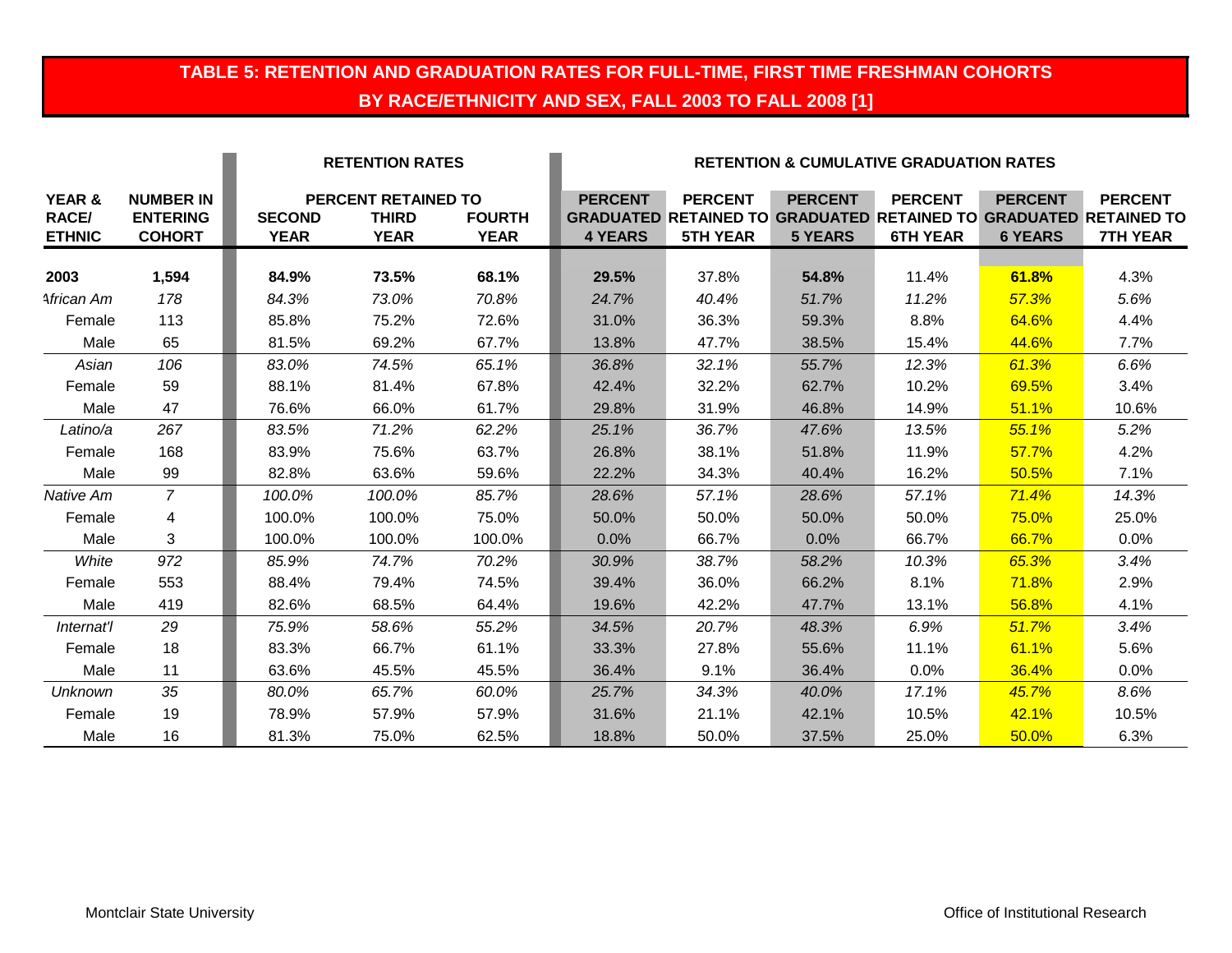## TABLE 5: RETENTION AND GRADUATION RATES FOR FULL-TIME, FIRST TIME FRESHMAN COHORTS BY RACE/ETHNICITY AND SEX, FALL 2003 TO FALL 2008 [1]

| | | RETENTION RATES | | | RETENTION & CUMULATIVE GRADUATION RATES | | | | | |
|---|---|---|---|---|---|---|---|---|---|---|
| | | PERCENT RETAINED TO | | | | | | | | |
| YEAR & RACE/ ETHNIC | NUMBER IN ENTERING COHORT | SECOND YEAR | THIRD YEAR | FOURTH YEAR | PERCENT GRADUATED 4 YEARS | PERCENT RETAINED TO 5TH YEAR | PERCENT GRADUATED 5 YEARS | PERCENT RETAINED TO 6TH YEAR | PERCENT GRADUATED 6 YEARS | PERCENT RETAINED TO 7TH YEAR |
| **2003** | **1,594** | **84.9%** | **73.5%** | **68.1%** | **29.5%** | 37.8% | **54.8%** | 11.4% | **61.8%** | 4.3% |
| *African Am* | *178* | *84.3%* | *73.0%* | *70.8%* | *24.7%* | *40.4%* | *51.7%* | *11.2%* | *57.3%* | *5.6%* |
| Female | 113 | 85.8% | 75.2% | 72.6% | 31.0% | 36.3% | 59.3% | 8.8% | 64.6% | 4.4% |
| Male | 65 | 81.5% | 69.2% | 67.7% | 13.8% | 47.7% | 38.5% | 15.4% | 44.6% | 7.7% |
| *Asian* | *106* | *83.0%* | *74.5%* | *65.1%* | *36.8%* | *32.1%* | *55.7%* | *12.3%* | *61.3%* | *6.6%* |
| Female | 59 | 88.1% | 81.4% | 67.8% | 42.4% | 32.2% | 62.7% | 10.2% | 69.5% | 3.4% |
| Male | 47 | 76.6% | 66.0% | 61.7% | 29.8% | 31.9% | 46.8% | 14.9% | 51.1% | 10.6% |
| *Latino/a* | *267* | *83.5%* | *71.2%* | *62.2%* | *25.1%* | *36.7%* | *47.6%* | *13.5%* | *55.1%* | *5.2%* |
| Female | 168 | 83.9% | 75.6% | 63.7% | 26.8% | 38.1% | 51.8% | 11.9% | 57.7% | 4.2% |
| Male | 99 | 82.8% | 63.6% | 59.6% | 22.2% | 34.3% | 40.4% | 16.2% | 50.5% | 7.1% |
| *Native Am* | *7* | *100.0%* | *100.0%* | *85.7%* | *28.6%* | *57.1%* | *28.6%* | *57.1%* | *71.4%* | *14.3%* |
| Female | 4 | 100.0% | 100.0% | 75.0% | 50.0% | 50.0% | 50.0% | 50.0% | 75.0% | 25.0% |
| Male | 3 | 100.0% | 100.0% | 100.0% | 0.0% | 66.7% | 0.0% | 66.7% | 66.7% | 0.0% |
| *White* | *972* | *85.9%* | *74.7%* | *70.2%* | *30.9%* | *38.7%* | *58.2%* | *10.3%* | *65.3%* | *3.4%* |
| Female | 553 | 88.4% | 79.4% | 74.5% | 39.4% | 36.0% | 66.2% | 8.1% | 71.8% | 2.9% |
| Male | 419 | 82.6% | 68.5% | 64.4% | 19.6% | 42.2% | 47.7% | 13.1% | 56.8% | 4.1% |
| *Internat'l* | *29* | *75.9%* | *58.6%* | *55.2%* | *34.5%* | *20.7%* | *48.3%* | *6.9%* | *51.7%* | *3.4%* |
| Female | 18 | 83.3% | 66.7% | 61.1% | 33.3% | 27.8% | 55.6% | 11.1% | 61.1% | 5.6% |
| Male | 11 | 63.6% | 45.5% | 45.5% | 36.4% | 9.1% | 36.4% | 0.0% | 36.4% | 0.0% |
| *Unknown* | *35* | *80.0%* | *65.7%* | *60.0%* | *25.7%* | *34.3%* | *40.0%* | *17.1%* | *45.7%* | *8.6%* |
| Female | 19 | 78.9% | 57.9% | 57.9% | 31.6% | 21.1% | 42.1% | 10.5% | 42.1% | 10.5% |
| Male | 16 | 81.3% | 75.0% | 62.5% | 18.8% | 50.0% | 37.5% | 25.0% | 50.0% | 6.3% |

Montclair State University — Office of Institutional Research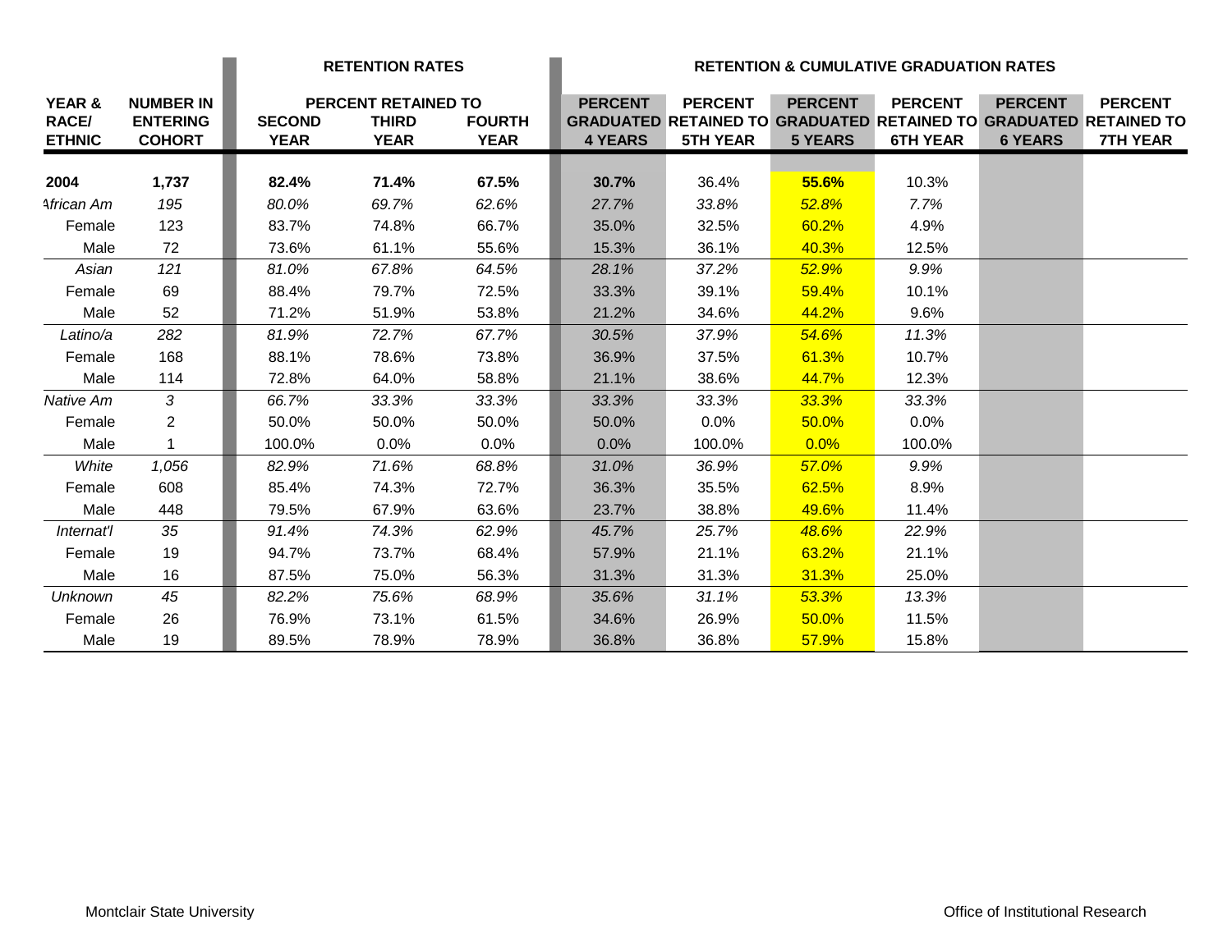| YEAR & RACE/ ETHNIC | NUMBER IN ENTERING COHORT | RETENTION RATES | | | RETENTION & CUMULATIVE GRADUATION RATES | | | | | |
|---|---|---|---|---|---|---|---|---|---|---|
| | | PERCENT RETAINED TO | | | | | | | | |
| | | SECOND YEAR | THIRD YEAR | FOURTH YEAR | PERCENT GRADUATED 4 YEARS | PERCENT RETAINED TO 5TH YEAR | PERCENT GRADUATED 5 YEARS | PERCENT RETAINED TO 6TH YEAR | PERCENT GRADUATED 6 YEARS | PERCENT RETAINED TO 7TH YEAR |
| **2004** | **1,737** | **82.4%** | **71.4%** | **67.5%** | **30.7%** | 36.4% | **55.6%** | 10.3% | | |
| *African Am* | *195* | *80.0%* | *69.7%* | *62.6%* | *27.7%* | *33.8%* | *52.8%* | *7.7%* | | |
| Female | 123 | 83.7% | 74.8% | 66.7% | 35.0% | 32.5% | 60.2% | 4.9% | | |
| Male | 72 | 73.6% | 61.1% | 55.6% | 15.3% | 36.1% | 40.3% | 12.5% | | |
| *Asian* | *121* | *81.0%* | *67.8%* | *64.5%* | *28.1%* | *37.2%* | *52.9%* | *9.9%* | | |
| Female | 69 | 88.4% | 79.7% | 72.5% | 33.3% | 39.1% | 59.4% | 10.1% | | |
| Male | 52 | 71.2% | 51.9% | 53.8% | 21.2% | 34.6% | 44.2% | 9.6% | | |
| *Latino/a* | *282* | *81.9%* | *72.7%* | *67.7%* | *30.5%* | *37.9%* | *54.6%* | *11.3%* | | |
| Female | 168 | 88.1% | 78.6% | 73.8% | 36.9% | 37.5% | 61.3% | 10.7% | | |
| Male | 114 | 72.8% | 64.0% | 58.8% | 21.1% | 38.6% | 44.7% | 12.3% | | |
| *Native Am* | *3* | *66.7%* | *33.3%* | *33.3%* | *33.3%* | *33.3%* | *33.3%* | *33.3%* | | |
| Female | 2 | 50.0% | 50.0% | 50.0% | 50.0% | 0.0% | 50.0% | 0.0% | | |
| Male | 1 | 100.0% | 0.0% | 0.0% | 0.0% | 100.0% | 0.0% | 100.0% | | |
| *White* | *1,056* | *82.9%* | *71.6%* | *68.8%* | *31.0%* | *36.9%* | *57.0%* | *9.9%* | | |
| Female | 608 | 85.4% | 74.3% | 72.7% | 36.3% | 35.5% | 62.5% | 8.9% | | |
| Male | 448 | 79.5% | 67.9% | 63.6% | 23.7% | 38.8% | 49.6% | 11.4% | | |
| *Internat'l* | *35* | *91.4%* | *74.3%* | *62.9%* | *45.7%* | *25.7%* | *48.6%* | *22.9%* | | |
| Female | 19 | 94.7% | 73.7% | 68.4% | 57.9% | 21.1% | 63.2% | 21.1% | | |
| Male | 16 | 87.5% | 75.0% | 56.3% | 31.3% | 31.3% | 31.3% | 25.0% | | |
| *Unknown* | *45* | *82.2%* | *75.6%* | *68.9%* | *35.6%* | *31.1%* | *53.3%* | *13.3%* | | |
| Female | 26 | 76.9% | 73.1% | 61.5% | 34.6% | 26.9% | 50.0% | 11.5% | | |
| Male | 19 | 89.5% | 78.9% | 78.9% | 36.8% | 36.8% | 57.9% | 15.8% | | |

Montclair State University

Office of Institutional Research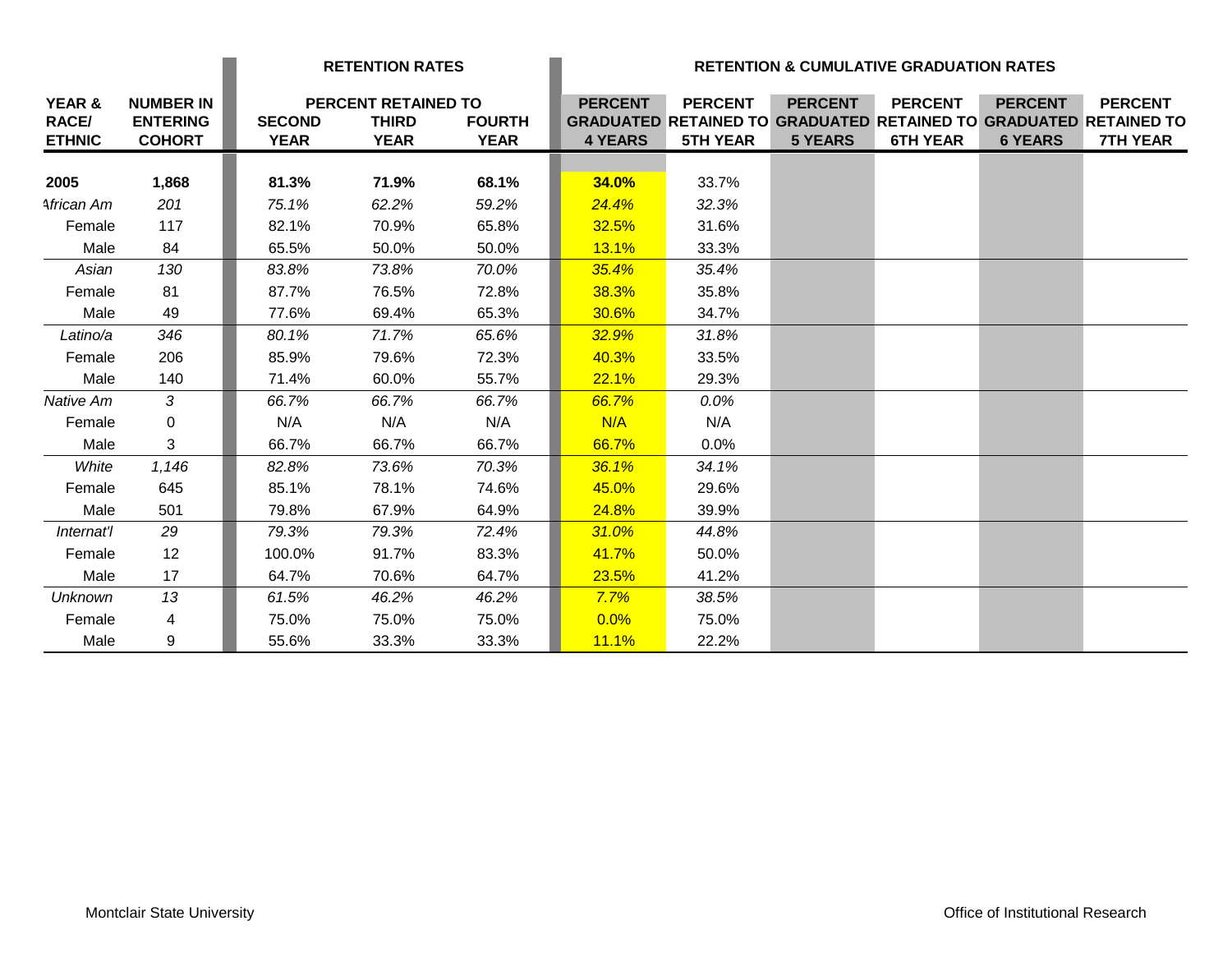| YEAR & RACE/ ETHNIC | NUMBER IN ENTERING COHORT | RETENTION RATES | | | RETENTION & CUMULATIVE GRADUATION RATES | | | | | |
|---|---|---|---|---|---|---|---|---|---|---|
| | | PERCENT RETAINED TO | | | | | | | | |
| | | SECOND YEAR | THIRD YEAR | FOURTH YEAR | PERCENT GRADUATED 4 YEARS | PERCENT RETAINED TO 5TH YEAR | PERCENT GRADUATED 5 YEARS | PERCENT RETAINED TO 6TH YEAR | PERCENT GRADUATED 6 YEARS | PERCENT RETAINED TO 7TH YEAR |
| **2005** | **1,868** | **81.3%** | **71.9%** | **68.1%** | **34.0%** | 33.7% | | | | |
| *African Am* | *201* | *75.1%* | *62.2%* | *59.2%* | *24.4%* | *32.3%* | | | | |
| Female | 117 | 82.1% | 70.9% | 65.8% | 32.5% | 31.6% | | | | |
| Male | 84 | 65.5% | 50.0% | 50.0% | 13.1% | 33.3% | | | | |
| *Asian* | *130* | *83.8%* | *73.8%* | *70.0%* | *35.4%* | *35.4%* | | | | |
| Female | 81 | 87.7% | 76.5% | 72.8% | 38.3% | 35.8% | | | | |
| Male | 49 | 77.6% | 69.4% | 65.3% | 30.6% | 34.7% | | | | |
| *Latino/a* | *346* | *80.1%* | *71.7%* | *65.6%* | *32.9%* | *31.8%* | | | | |
| Female | 206 | 85.9% | 79.6% | 72.3% | 40.3% | 33.5% | | | | |
| Male | 140 | 71.4% | 60.0% | 55.7% | 22.1% | 29.3% | | | | |
| *Native Am* | *3* | *66.7%* | *66.7%* | *66.7%* | *66.7%* | *0.0%* | | | | |
| Female | 0 | N/A | N/A | N/A | N/A | N/A | | | | |
| Male | 3 | 66.7% | 66.7% | 66.7% | 66.7% | 0.0% | | | | |
| *White* | *1,146* | *82.8%* | *73.6%* | *70.3%* | *36.1%* | *34.1%* | | | | |
| Female | 645 | 85.1% | 78.1% | 74.6% | 45.0% | 29.6% | | | | |
| Male | 501 | 79.8% | 67.9% | 64.9% | 24.8% | 39.9% | | | | |
| *Internat'l* | *29* | *79.3%* | *79.3%* | *72.4%* | *31.0%* | *44.8%* | | | | |
| Female | 12 | 100.0% | 91.7% | 83.3% | 41.7% | 50.0% | | | | |
| Male | 17 | 64.7% | 70.6% | 64.7% | 23.5% | 41.2% | | | | |
| *Unknown* | *13* | *61.5%* | *46.2%* | *46.2%* | *7.7%* | *38.5%* | | | | |
| Female | 4 | 75.0% | 75.0% | 75.0% | 0.0% | 75.0% | | | | |
| Male | 9 | 55.6% | 33.3% | 33.3% | 11.1% | 22.2% | | | | |

Montclair State University

Office of Institutional Research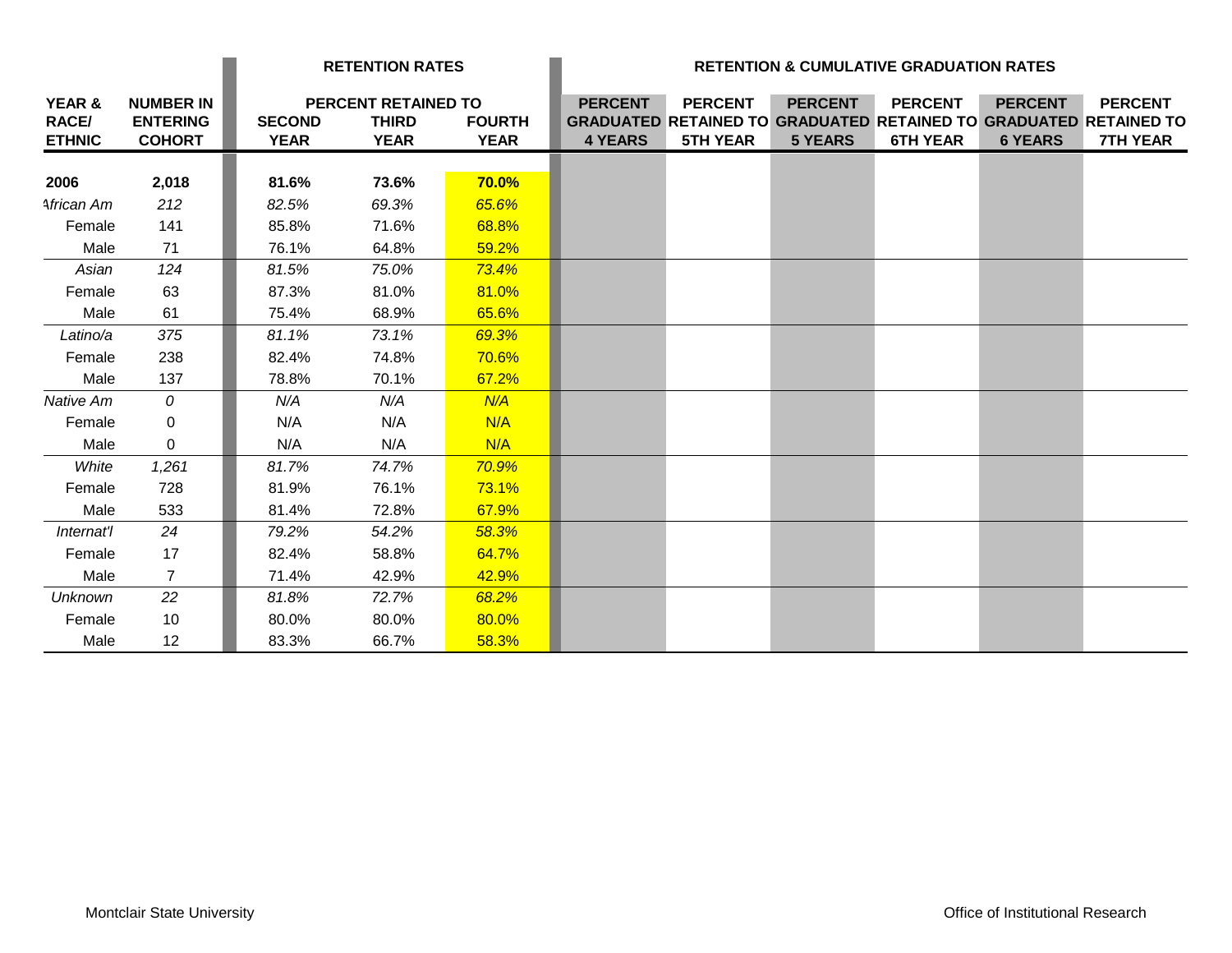| YEAR & RACE/ ETHNIC | NUMBER IN ENTERING COHORT | RETENTION RATES | | | RETENTION & CUMULATIVE GRADUATION RATES | | | | | |
|---|---|---|---|---|---|---|---|---|---|---|
| | | PERCENT RETAINED TO | | | | | | | | |
| | | SECOND YEAR | THIRD YEAR | FOURTH YEAR | PERCENT GRADUATED 4 YEARS | PERCENT RETAINED TO 5TH YEAR | PERCENT GRADUATED 5 YEARS | PERCENT RETAINED TO 6TH YEAR | PERCENT GRADUATED 6 YEARS | PERCENT RETAINED TO 7TH YEAR |
| **2006** | **2,018** | **81.6%** | **73.6%** | **70.0%** | | | | | | |
| *African Am* | *212* | *82.5%* | *69.3%* | *65.6%* | | | | | | |
| Female | 141 | 85.8% | 71.6% | 68.8% | | | | | | |
| Male | 71 | 76.1% | 64.8% | 59.2% | | | | | | |
| *Asian* | *124* | *81.5%* | *75.0%* | *73.4%* | | | | | | |
| Female | 63 | 87.3% | 81.0% | 81.0% | | | | | | |
| Male | 61 | 75.4% | 68.9% | 65.6% | | | | | | |
| *Latino/a* | *375* | *81.1%* | *73.1%* | *69.3%* | | | | | | |
| Female | 238 | 82.4% | 74.8% | 70.6% | | | | | | |
| Male | 137 | 78.8% | 70.1% | 67.2% | | | | | | |
| *Native Am* | *0* | *N/A* | *N/A* | *N/A* | | | | | | |
| Female | 0 | N/A | N/A | N/A | | | | | | |
| Male | 0 | N/A | N/A | N/A | | | | | | |
| *White* | *1,261* | *81.7%* | *74.7%* | *70.9%* | | | | | | |
| Female | 728 | 81.9% | 76.1% | 73.1% | | | | | | |
| Male | 533 | 81.4% | 72.8% | 67.9% | | | | | | |
| *Internat'l* | *24* | *79.2%* | *54.2%* | *58.3%* | | | | | | |
| Female | 17 | 82.4% | 58.8% | 64.7% | | | | | | |
| Male | 7 | 71.4% | 42.9% | 42.9% | | | | | | |
| *Unknown* | *22* | *81.8%* | *72.7%* | *68.2%* | | | | | | |
| Female | 10 | 80.0% | 80.0% | 80.0% | | | | | | |
| Male | 12 | 83.3% | 66.7% | 58.3% | | | | | | |

Montclair State University

Office of Institutional Research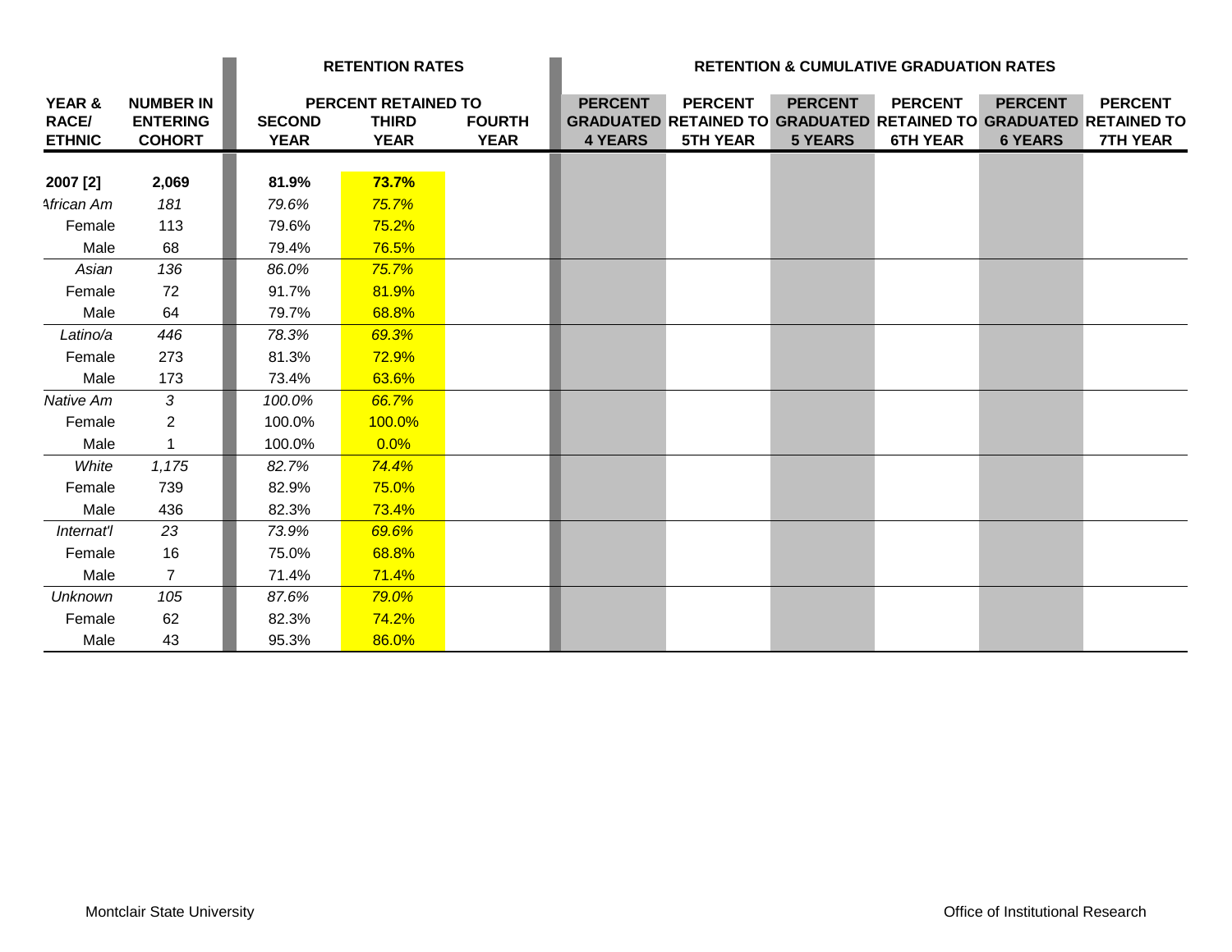| YEAR & RACE/ ETHNIC | NUMBER IN ENTERING COHORT | RETENTION RATES | | | RETENTION & CUMULATIVE GRADUATION RATES | | | | | |
|---|---|---|---|---|---|---|---|---|---|---|
| | | PERCENT RETAINED TO | | | | | | | | |
| | | SECOND YEAR | THIRD YEAR | FOURTH YEAR | PERCENT GRADUATED 4 YEARS | PERCENT RETAINED TO 5TH YEAR | PERCENT GRADUATED 5 YEARS | PERCENT RETAINED TO 6TH YEAR | PERCENT GRADUATED 6 YEARS | PERCENT RETAINED TO 7TH YEAR |
| **2007 [2]** | **2,069** | **81.9%** | **73.7%** | | | | | | | |
| *African Am* | *181* | *79.6%* | *75.7%* | | | | | | | |
| Female | 113 | 79.6% | 75.2% | | | | | | | |
| Male | 68 | 79.4% | 76.5% | | | | | | | |
| *Asian* | *136* | *86.0%* | *75.7%* | | | | | | | |
| Female | 72 | 91.7% | 81.9% | | | | | | | |
| Male | 64 | 79.7% | 68.8% | | | | | | | |
| *Latino/a* | *446* | *78.3%* | *69.3%* | | | | | | | |
| Female | 273 | 81.3% | 72.9% | | | | | | | |
| Male | 173 | 73.4% | 63.6% | | | | | | | |
| *Native Am* | *3* | *100.0%* | *66.7%* | | | | | | | |
| Female | 2 | 100.0% | 100.0% | | | | | | | |
| Male | 1 | 100.0% | 0.0% | | | | | | | |
| *White* | *1,175* | *82.7%* | *74.4%* | | | | | | | |
| Female | 739 | 82.9% | 75.0% | | | | | | | |
| Male | 436 | 82.3% | 73.4% | | | | | | | |
| *Internat'l* | *23* | *73.9%* | *69.6%* | | | | | | | |
| Female | 16 | 75.0% | 68.8% | | | | | | | |
| Male | 7 | 71.4% | 71.4% | | | | | | | |
| *Unknown* | *105* | *87.6%* | *79.0%* | | | | | | | |
| Female | 62 | 82.3% | 74.2% | | | | | | | |
| Male | 43 | 95.3% | 86.0% | | | | | | | |

Montclair State University

Office of Institutional Research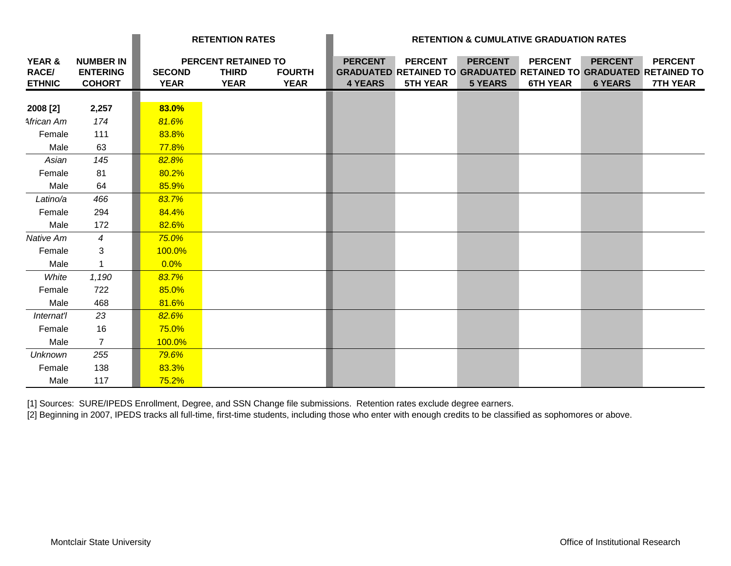| YEAR & RACE/ ETHNIC | NUMBER IN ENTERING COHORT | RETENTION RATES | | | RETENTION & CUMULATIVE GRADUATION RATES | | | | | |
|---|---|---|---|---|---|---|---|---|---|---|
| | | PERCENT RETAINED TO | | | | | | | | |
| | | SECOND YEAR | THIRD YEAR | FOURTH YEAR | PERCENT GRADUATED 4 YEARS | PERCENT RETAINED TO 5TH YEAR | PERCENT GRADUATED 5 YEARS | PERCENT RETAINED TO 6TH YEAR | PERCENT GRADUATED 6 YEARS | PERCENT RETAINED TO 7TH YEAR |
| **2008 [2]** | **2,257** | **83.0%** | | | | | | | | |
| *African Am* | *174* | *81.6%* | | | | | | | | |
| Female | 111 | 83.8% | | | | | | | | |
| Male | 63 | 77.8% | | | | | | | | |
| *Asian* | *145* | *82.8%* | | | | | | | | |
| Female | 81 | 80.2% | | | | | | | | |
| Male | 64 | 85.9% | | | | | | | | |
| *Latino/a* | *466* | *83.7%* | | | | | | | | |
| Female | 294 | 84.4% | | | | | | | | |
| Male | 172 | 82.6% | | | | | | | | |
| *Native Am* | *4* | *75.0%* | | | | | | | | |
| Female | 3 | 100.0% | | | | | | | | |
| Male | 1 | 0.0% | | | | | | | | |
| *White* | *1,190* | *83.7%* | | | | | | | | |
| Female | 722 | 85.0% | | | | | | | | |
| Male | 468 | 81.6% | | | | | | | | |
| *Internat'l* | *23* | *82.6%* | | | | | | | | |
| Female | 16 | 75.0% | | | | | | | | |
| Male | 7 | 100.0% | | | | | | | | |
| *Unknown* | *255* | *79.6%* | | | | | | | | |
| Female | 138 | 83.3% | | | | | | | | |
| Male | 117 | 75.2% | | | | | | | | |

[1] Sources: SURE/IPEDS Enrollment, Degree, and SSN Change file submissions. Retention rates exclude degree earners.

[2] Beginning in 2007, IPEDS tracks all full-time, first-time students, including those who enter with enough credits to be classified as sophomores or above.

Montclair State University — Office of Institutional Research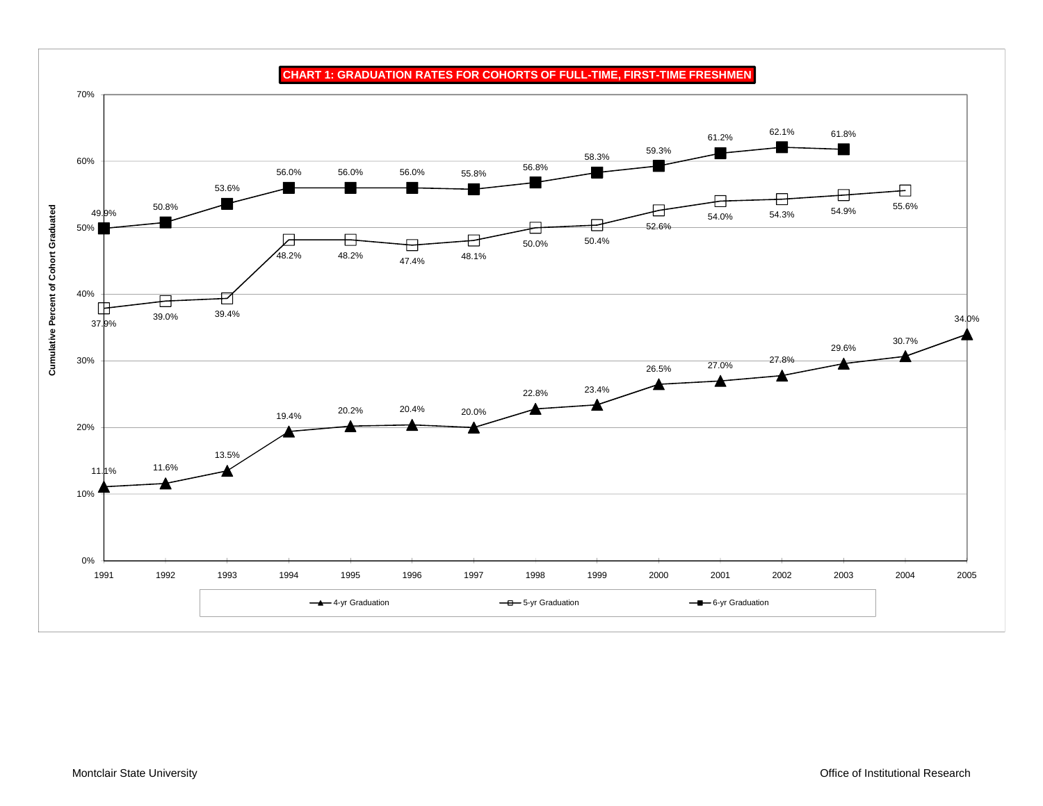**CHART 1: GRADUATION RATES FOR COHORTS OF FULL-TIME, FIRST-TIME FRESHMEN**

| Cohort | 4-yr Graduation | 5-yr Graduation | 6-yr Graduation |
|---|---|---|---|
| 1991 | 11.1% | 37.9% | 49.9% |
| 1992 | 11.6% | 39.0% | 50.8% |
| 1993 | 13.5% | 39.4% | 53.6% |
| 1994 | 19.4% | 48.2% | 56.0% |
| 1995 | 20.2% | 48.2% | 56.0% |
| 1996 | 20.4% | 47.4% | 56.0% |
| 1997 | 20.0% | 48.1% | 55.8% |
| 1998 | 22.8% | 50.0% | 56.8% |
| 1999 | 23.4% | 50.4% | 58.3% |
| 2000 | 26.5% | 52.6% | 59.3% |
| 2001 | 27.0% | 54.0% | 61.2% |
| 2002 | 27.8% | 54.3% | 62.1% |
| 2003 | 29.6% | 54.9% | 61.8% |
| 2004 | 30.7% | 55.6% | |
| 2005 | 34.0% | | |

Y-axis: Cumulative Percent of Cohort Graduated

Montclair State University — Office of Institutional Research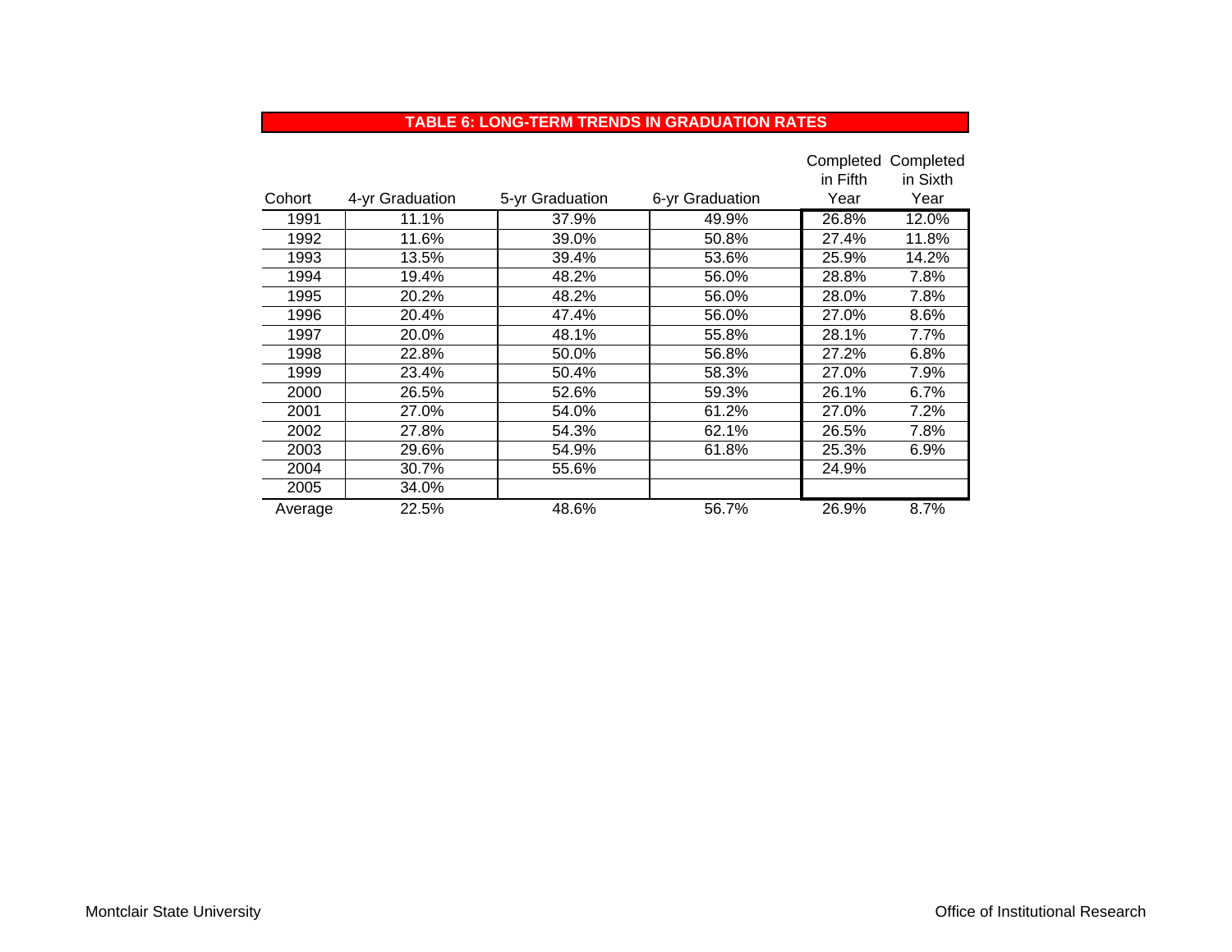## TABLE 6: LONG-TERM TRENDS IN GRADUATION RATES

| Cohort | 4-yr Graduation | 5-yr Graduation | 6-yr Graduation | Completed in Fifth Year | Completed in Sixth Year |
|---|---|---|---|---|---|
| 1991 | 11.1% | 37.9% | 49.9% | 26.8% | 12.0% |
| 1992 | 11.6% | 39.0% | 50.8% | 27.4% | 11.8% |
| 1993 | 13.5% | 39.4% | 53.6% | 25.9% | 14.2% |
| 1994 | 19.4% | 48.2% | 56.0% | 28.8% | 7.8% |
| 1995 | 20.2% | 48.2% | 56.0% | 28.0% | 7.8% |
| 1996 | 20.4% | 47.4% | 56.0% | 27.0% | 8.6% |
| 1997 | 20.0% | 48.1% | 55.8% | 28.1% | 7.7% |
| 1998 | 22.8% | 50.0% | 56.8% | 27.2% | 6.8% |
| 1999 | 23.4% | 50.4% | 58.3% | 27.0% | 7.9% |
| 2000 | 26.5% | 52.6% | 59.3% | 26.1% | 6.7% |
| 2001 | 27.0% | 54.0% | 61.2% | 27.0% | 7.2% |
| 2002 | 27.8% | 54.3% | 62.1% | 26.5% | 7.8% |
| 2003 | 29.6% | 54.9% | 61.8% | 25.3% | 6.9% |
| 2004 | 30.7% | 55.6% | | 24.9% | |
| 2005 | 34.0% | | | | |
| Average | 22.5% | 48.6% | 56.7% | 26.9% | 8.7% |

Montclair State University — Office of Institutional Research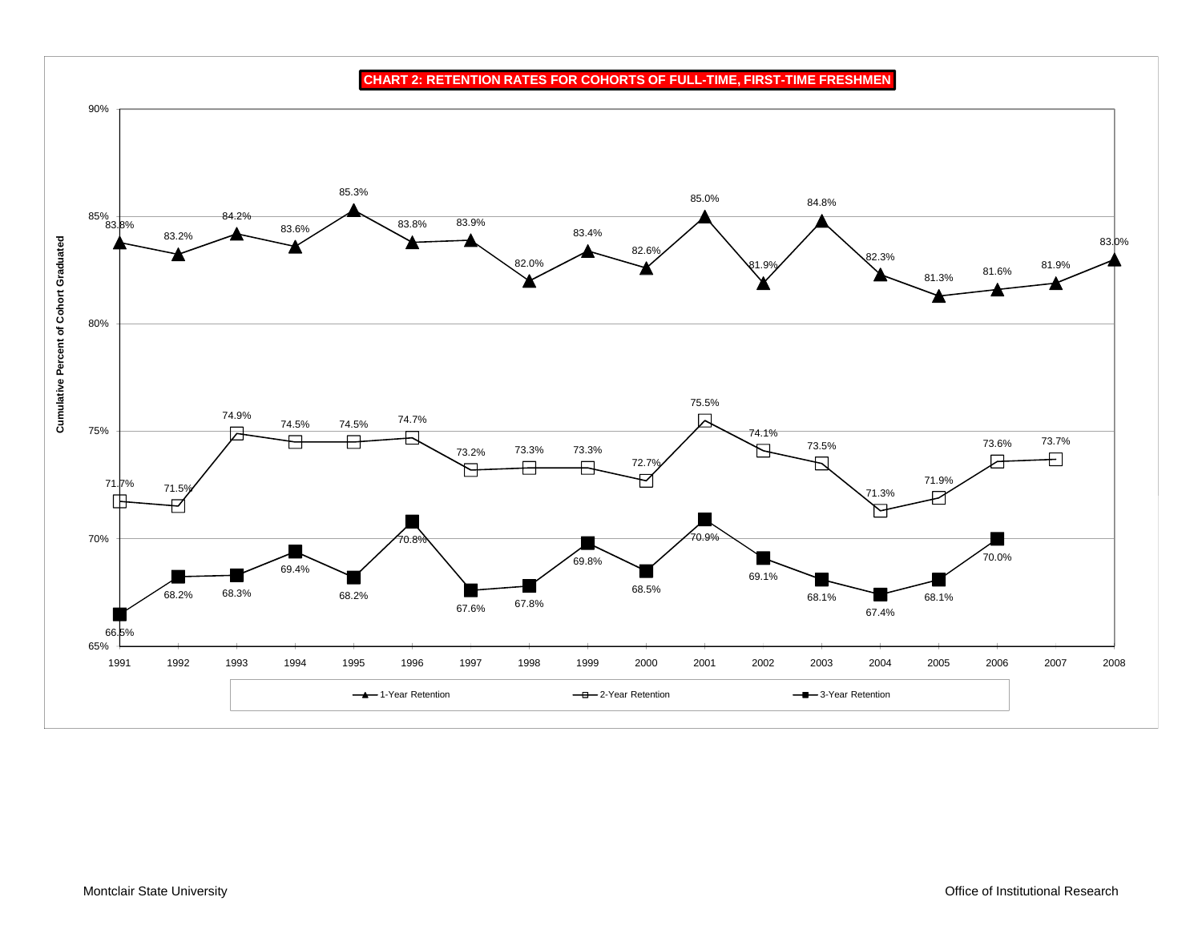## CHART 2: RETENTION RATES FOR COHORTS OF FULL-TIME, FIRST-TIME FRESHMEN

Y-axis: Cumulative Percent of Cohort Graduated

| Cohort | 1-Year Retention | 2-Year Retention | 3-Year Retention |
|---|---|---|---|
| 1991 | 83.8% | 71.7% | 66.5% |
| 1992 | 83.2% | 71.5% | 68.2% |
| 1993 | 84.2% | 74.9% | 68.3% |
| 1994 | 83.6% | 74.5% | 69.4% |
| 1995 | 85.3% | 74.5% | 68.2% |
| 1996 | 83.8% | 74.7% | 70.8% |
| 1997 | 83.9% | 73.2% | 67.6% |
| 1998 | 82.0% | 73.3% | 67.8% |
| 1999 | 83.4% | 73.3% | 69.8% |
| 2000 | 82.6% | 72.7% | 68.5% |
| 2001 | 85.0% | 75.5% | 70.9% |
| 2002 | 81.9% | 74.1% | 69.1% |
| 2003 | 84.8% | 73.5% | 68.1% |
| 2004 | 82.3% | 71.3% | 67.4% |
| 2005 | 81.3% | 71.9% | 68.1% |
| 2006 | 81.6% | 73.6% | 70.0% |
| 2007 | 81.9% | 73.7% | |
| 2008 | 83.0% | | |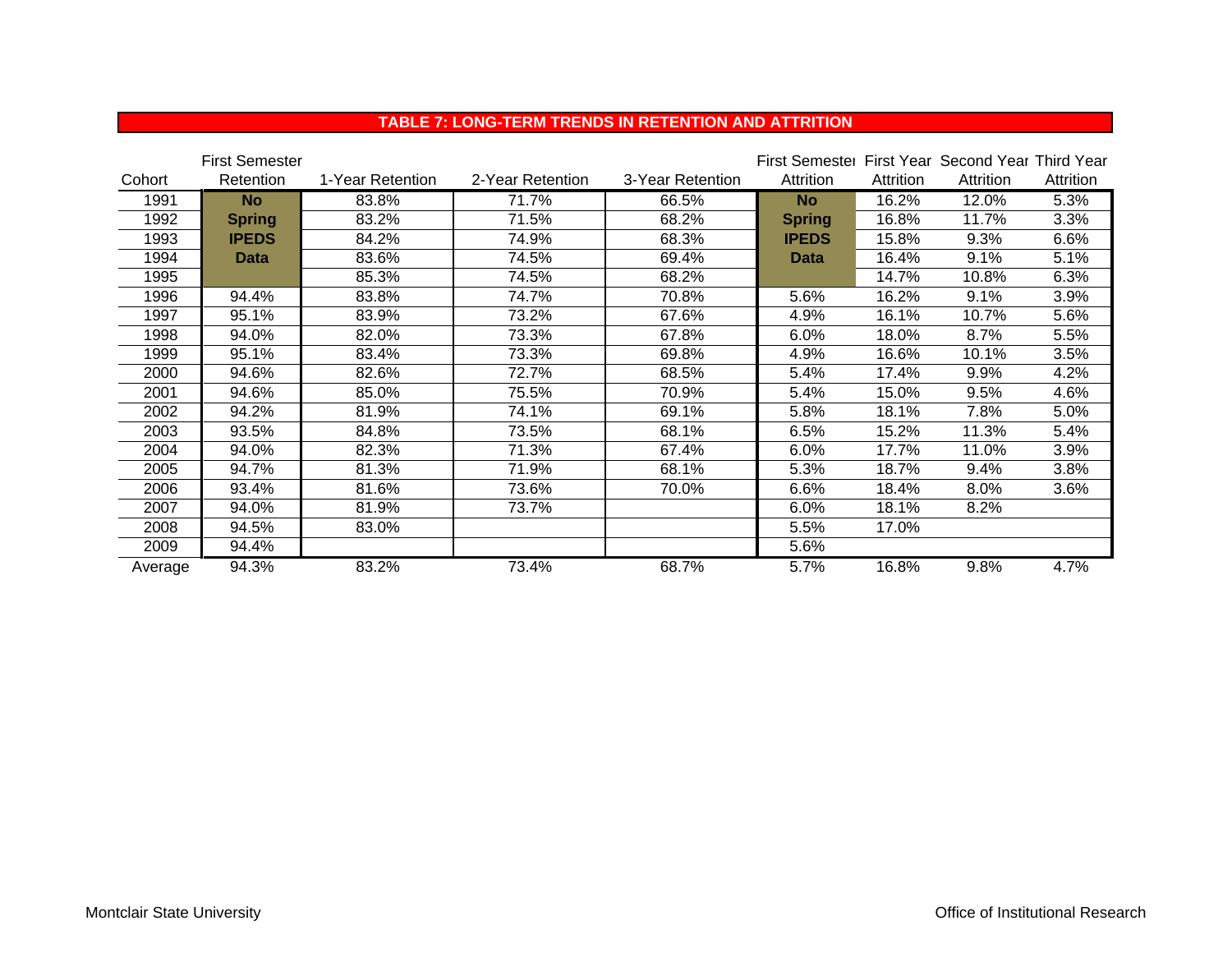## TABLE 7: LONG-TERM TRENDS IN RETENTION AND ATTRITION

| Cohort | First Semester Retention | 1-Year Retention | 2-Year Retention | 3-Year Retention | First Semester Attrition | First Year Attrition | Second Year Attrition | Third Year Attrition |
|---|---|---|---|---|---|---|---|---|
| 1991 | **No Spring IPEDS Data** | 83.8% | 71.7% | 66.5% | **No Spring IPEDS Data** | 16.2% | 12.0% | 5.3% |
| 1992 | | 83.2% | 71.5% | 68.2% | | 16.8% | 11.7% | 3.3% |
| 1993 | | 84.2% | 74.9% | 68.3% | | 15.8% | 9.3% | 6.6% |
| 1994 | | 83.6% | 74.5% | 69.4% | | 16.4% | 9.1% | 5.1% |
| 1995 | | 85.3% | 74.5% | 68.2% | | 14.7% | 10.8% | 6.3% |
| 1996 | 94.4% | 83.8% | 74.7% | 70.8% | 5.6% | 16.2% | 9.1% | 3.9% |
| 1997 | 95.1% | 83.9% | 73.2% | 67.6% | 4.9% | 16.1% | 10.7% | 5.6% |
| 1998 | 94.0% | 82.0% | 73.3% | 67.8% | 6.0% | 18.0% | 8.7% | 5.5% |
| 1999 | 95.1% | 83.4% | 73.3% | 69.8% | 4.9% | 16.6% | 10.1% | 3.5% |
| 2000 | 94.6% | 82.6% | 72.7% | 68.5% | 5.4% | 17.4% | 9.9% | 4.2% |
| 2001 | 94.6% | 85.0% | 75.5% | 70.9% | 5.4% | 15.0% | 9.5% | 4.6% |
| 2002 | 94.2% | 81.9% | 74.1% | 69.1% | 5.8% | 18.1% | 7.8% | 5.0% |
| 2003 | 93.5% | 84.8% | 73.5% | 68.1% | 6.5% | 15.2% | 11.3% | 5.4% |
| 2004 | 94.0% | 82.3% | 71.3% | 67.4% | 6.0% | 17.7% | 11.0% | 3.9% |
| 2005 | 94.7% | 81.3% | 71.9% | 68.1% | 5.3% | 18.7% | 9.4% | 3.8% |
| 2006 | 93.4% | 81.6% | 73.6% | 70.0% | 6.6% | 18.4% | 8.0% | 3.6% |
| 2007 | 94.0% | 81.9% | 73.7% | | 6.0% | 18.1% | 8.2% | |
| 2008 | 94.5% | 83.0% | | | 5.5% | 17.0% | | |
| 2009 | 94.4% | | | | 5.6% | | | |
| Average | 94.3% | 83.2% | 73.4% | 68.7% | 5.7% | 16.8% | 9.8% | 4.7% |

Montclair State University — Office of Institutional Research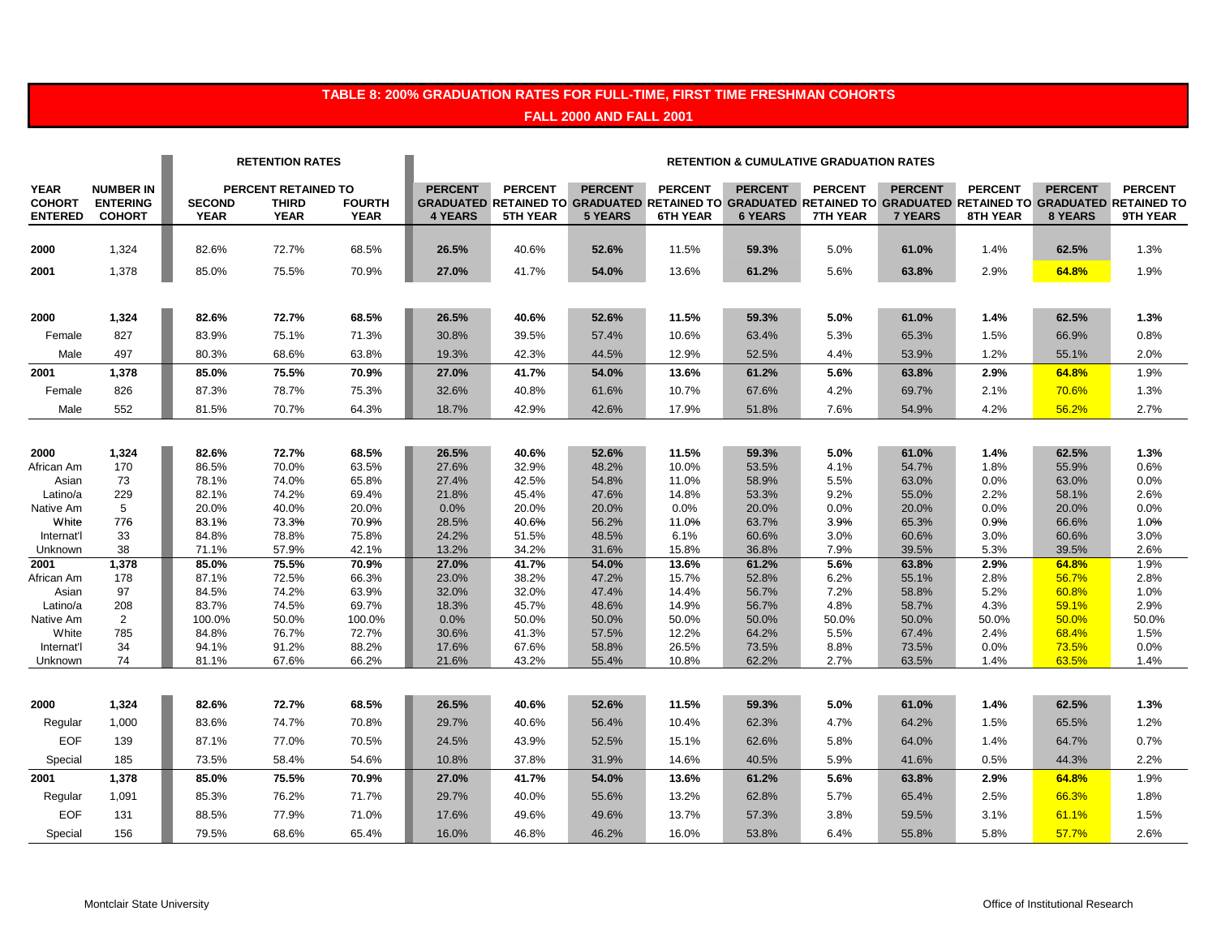# TABLE 8: 200% GRADUATION RATES FOR FULL-TIME, FIRST TIME FRESHMAN COHORTS

## FALL 2000 AND FALL 2001

| | | RETENTION RATES | | | RETENTION & CUMULATIVE GRADUATION RATES | | | | | | | | | |
|---|---|---|---|---|---|---|---|---|---|---|---|---|---|---|
| | | PERCENT RETAINED TO | | | | | | | | | | | | |
| YEAR COHORT ENTERED | NUMBER IN ENTERING COHORT | SECOND YEAR | THIRD YEAR | FOURTH YEAR | PERCENT GRADUATED 4 YEARS | PERCENT RETAINED TO 5TH YEAR | PERCENT GRADUATED 5 YEARS | PERCENT RETAINED TO 6TH YEAR | PERCENT GRADUATED 6 YEARS | PERCENT RETAINED TO 7TH YEAR | PERCENT GRADUATED 7 YEARS | PERCENT RETAINED TO 8TH YEAR | PERCENT GRADUATED 8 YEARS | PERCENT RETAINED TO 9TH YEAR |
| 2000 | 1,324 | 82.6% | 72.7% | 68.5% | 26.5% | 40.6% | 52.6% | 11.5% | 59.3% | 5.0% | 61.0% | 1.4% | 62.5% | 1.3% |
| 2001 | 1,378 | 85.0% | 75.5% | 70.9% | 27.0% | 41.7% | 54.0% | 13.6% | 61.2% | 5.6% | 63.8% | 2.9% | 64.8% | 1.9% |
| | | | | | | | | | | | | | | |
| **2000** | **1,324** | **82.6%** | **72.7%** | **68.5%** | **26.5%** | **40.6%** | **52.6%** | **11.5%** | **59.3%** | **5.0%** | **61.0%** | **1.4%** | **62.5%** | **1.3%** |
| Female | 827 | 83.9% | 75.1% | 71.3% | 30.8% | 39.5% | 57.4% | 10.6% | 63.4% | 5.3% | 65.3% | 1.5% | 66.9% | 0.8% |
| Male | 497 | 80.3% | 68.6% | 63.8% | 19.3% | 42.3% | 44.5% | 12.9% | 52.5% | 4.4% | 53.9% | 1.2% | 55.1% | 2.0% |
| **2001** | **1,378** | **85.0%** | **75.5%** | **70.9%** | **27.0%** | **41.7%** | **54.0%** | **13.6%** | **61.2%** | **5.6%** | **63.8%** | **2.9%** | **64.8%** | **1.9%** |
| Female | 826 | 87.3% | 78.7% | 75.3% | 32.6% | 40.8% | 61.6% | 10.7% | 67.6% | 4.2% | 69.7% | 2.1% | 70.6% | 1.3% |
| Male | 552 | 81.5% | 70.7% | 64.3% | 18.7% | 42.9% | 42.6% | 17.9% | 51.8% | 7.6% | 54.9% | 4.2% | 56.2% | 2.7% |
| | | | | | | | | | | | | | | |
| **2000** | **1,324** | **82.6%** | **72.7%** | **68.5%** | **26.5%** | **40.6%** | **52.6%** | **11.5%** | **59.3%** | **5.0%** | **61.0%** | **1.4%** | **62.5%** | **1.3%** |
| African Am | 170 | 86.5% | 70.0% | 63.5% | 27.6% | 32.9% | 48.2% | 10.0% | 53.5% | 4.1% | 54.7% | 1.8% | 55.9% | 0.6% |
| Asian | 73 | 78.1% | 74.0% | 65.8% | 27.4% | 42.5% | 54.8% | 11.0% | 58.9% | 5.5% | 63.0% | 0.0% | 63.0% | 0.0% |
| Latino/a | 229 | 82.1% | 74.2% | 69.4% | 21.8% | 45.4% | 47.6% | 14.8% | 53.3% | 9.2% | 55.0% | 2.2% | 58.1% | 2.6% |
| Native Am | 5 | 20.0% | 40.0% | 20.0% | 0.0% | 20.0% | 20.0% | 0.0% | 20.0% | 0.0% | 20.0% | 0.0% | 20.0% | 0.0% |
| White | 776 | 83.1% | 73.3% | 70.9% | 28.5% | 40.6% | 56.2% | 11.0% | 63.7% | 3.9% | 65.3% | 0.9% | 66.6% | 1.0% |
| Internat'l | 33 | 84.8% | 78.8% | 75.8% | 24.2% | 51.5% | 48.5% | 6.1% | 60.6% | 3.0% | 60.6% | 3.0% | 60.6% | 3.0% |
| Unknown | 38 | 71.1% | 57.9% | 42.1% | 13.2% | 34.2% | 31.6% | 15.8% | 36.8% | 7.9% | 39.5% | 5.3% | 39.5% | 2.6% |
| **2001** | **1,378** | **85.0%** | **75.5%** | **70.9%** | **27.0%** | **41.7%** | **54.0%** | **13.6%** | **61.2%** | **5.6%** | **63.8%** | **2.9%** | **64.8%** | **1.9%** |
| African Am | 178 | 87.1% | 72.5% | 66.3% | 23.0% | 38.2% | 47.2% | 15.7% | 52.8% | 6.2% | 55.1% | 2.8% | 56.7% | 2.8% |
| Asian | 97 | 84.5% | 74.2% | 63.9% | 32.0% | 32.0% | 47.4% | 14.4% | 56.7% | 7.2% | 58.8% | 5.2% | 60.8% | 1.0% |
| Latino/a | 208 | 83.7% | 74.5% | 69.7% | 18.3% | 45.7% | 48.6% | 14.9% | 56.7% | 4.8% | 58.7% | 4.3% | 59.1% | 2.9% |
| Native Am | 2 | 100.0% | 50.0% | 100.0% | 0.0% | 50.0% | 50.0% | 50.0% | 50.0% | 50.0% | 50.0% | 50.0% | 50.0% | 50.0% |
| White | 785 | 84.8% | 76.7% | 72.7% | 30.6% | 41.3% | 57.5% | 12.2% | 64.2% | 5.5% | 67.4% | 2.4% | 68.4% | 1.5% |
| Internat'l | 34 | 94.1% | 91.2% | 88.2% | 17.6% | 67.6% | 58.8% | 26.5% | 73.5% | 8.8% | 73.5% | 0.0% | 73.5% | 0.0% |
| Unknown | 74 | 81.1% | 67.6% | 66.2% | 21.6% | 43.2% | 55.4% | 10.8% | 62.2% | 2.7% | 63.5% | 1.4% | 63.5% | 1.4% |
| | | | | | | | | | | | | | | |
| **2000** | **1,324** | **82.6%** | **72.7%** | **68.5%** | **26.5%** | **40.6%** | **52.6%** | **11.5%** | **59.3%** | **5.0%** | **61.0%** | **1.4%** | **62.5%** | **1.3%** |
| Regular | 1,000 | 83.6% | 74.7% | 70.8% | 29.7% | 40.6% | 56.4% | 10.4% | 62.3% | 4.7% | 64.2% | 1.5% | 65.5% | 1.2% |
| EOF | 139 | 87.1% | 77.0% | 70.5% | 24.5% | 43.9% | 52.5% | 15.1% | 62.6% | 5.8% | 64.0% | 1.4% | 64.7% | 0.7% |
| Special | 185 | 73.5% | 58.4% | 54.6% | 10.8% | 37.8% | 31.9% | 14.6% | 40.5% | 5.9% | 41.6% | 0.5% | 44.3% | 2.2% |
| **2001** | **1,378** | **85.0%** | **75.5%** | **70.9%** | **27.0%** | **41.7%** | **54.0%** | **13.6%** | **61.2%** | **5.6%** | **63.8%** | **2.9%** | **64.8%** | **1.9%** |
| Regular | 1,091 | 85.3% | 76.2% | 71.7% | 29.7% | 40.0% | 55.6% | 13.2% | 62.8% | 5.7% | 65.4% | 2.5% | 66.3% | 1.8% |
| EOF | 131 | 88.5% | 77.9% | 71.0% | 17.6% | 49.6% | 49.6% | 13.7% | 57.3% | 3.8% | 59.5% | 3.1% | 61.1% | 1.5% |
| Special | 156 | 79.5% | 68.6% | 65.4% | 16.0% | 46.8% | 46.2% | 16.0% | 53.8% | 6.4% | 55.8% | 5.8% | 57.7% | 2.6% |

Montclair State University

Office of Institutional Research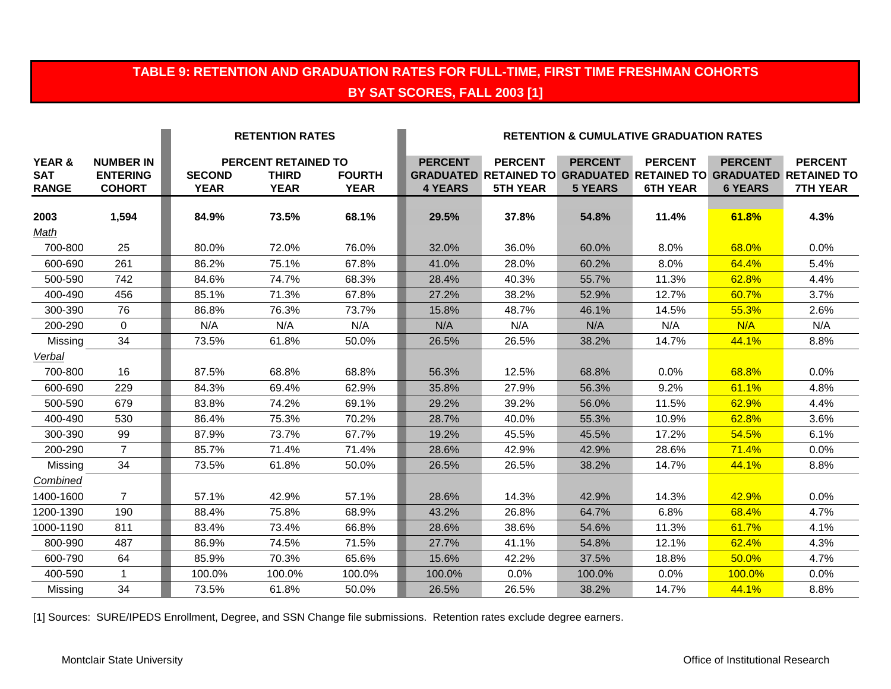## TABLE 9: RETENTION AND GRADUATION RATES FOR FULL-TIME, FIRST TIME FRESHMAN COHORTS BY SAT SCORES, FALL 2003 [1]

| | | RETENTION RATES | | | RETENTION & CUMULATIVE GRADUATION RATES | | | | | |
|---|---|---|---|---|---|---|---|---|---|---|
| YEAR & SAT RANGE | NUMBER IN ENTERING COHORT | PERCENT RETAINED TO SECOND YEAR | THIRD YEAR | FOURTH YEAR | PERCENT GRADUATED 4 YEARS | PERCENT RETAINED TO 5TH YEAR | PERCENT GRADUATED 5 YEARS | PERCENT RETAINED TO 6TH YEAR | PERCENT GRADUATED 6 YEARS | PERCENT RETAINED TO 7TH YEAR |
| **2003** | **1,594** | **84.9%** | **73.5%** | **68.1%** | **29.5%** | **37.8%** | **54.8%** | **11.4%** | **61.8%** | **4.3%** |
| *Math* | | | | | | | | | | |
| 700-800 | 25 | 80.0% | 72.0% | 76.0% | 32.0% | 36.0% | 60.0% | 8.0% | 68.0% | 0.0% |
| 600-690 | 261 | 86.2% | 75.1% | 67.8% | 41.0% | 28.0% | 60.2% | 8.0% | 64.4% | 5.4% |
| 500-590 | 742 | 84.6% | 74.7% | 68.3% | 28.4% | 40.3% | 55.7% | 11.3% | 62.8% | 4.4% |
| 400-490 | 456 | 85.1% | 71.3% | 67.8% | 27.2% | 38.2% | 52.9% | 12.7% | 60.7% | 3.7% |
| 300-390 | 76 | 86.8% | 76.3% | 73.7% | 15.8% | 48.7% | 46.1% | 14.5% | 55.3% | 2.6% |
| 200-290 | 0 | N/A | N/A | N/A | N/A | N/A | N/A | N/A | N/A | N/A |
| Missing | 34 | 73.5% | 61.8% | 50.0% | 26.5% | 26.5% | 38.2% | 14.7% | 44.1% | 8.8% |
| *Verbal* | | | | | | | | | | |
| 700-800 | 16 | 87.5% | 68.8% | 68.8% | 56.3% | 12.5% | 68.8% | 0.0% | 68.8% | 0.0% |
| 600-690 | 229 | 84.3% | 69.4% | 62.9% | 35.8% | 27.9% | 56.3% | 9.2% | 61.1% | 4.8% |
| 500-590 | 679 | 83.8% | 74.2% | 69.1% | 29.2% | 39.2% | 56.0% | 11.5% | 62.9% | 4.4% |
| 400-490 | 530 | 86.4% | 75.3% | 70.2% | 28.7% | 40.0% | 55.3% | 10.9% | 62.8% | 3.6% |
| 300-390 | 99 | 87.9% | 73.7% | 67.7% | 19.2% | 45.5% | 45.5% | 17.2% | 54.5% | 6.1% |
| 200-290 | 7 | 85.7% | 71.4% | 71.4% | 28.6% | 42.9% | 42.9% | 28.6% | 71.4% | 0.0% |
| Missing | 34 | 73.5% | 61.8% | 50.0% | 26.5% | 26.5% | 38.2% | 14.7% | 44.1% | 8.8% |
| *Combined* | | | | | | | | | | |
| 1400-1600 | 7 | 57.1% | 42.9% | 57.1% | 28.6% | 14.3% | 42.9% | 14.3% | 42.9% | 0.0% |
| 1200-1390 | 190 | 88.4% | 75.8% | 68.9% | 43.2% | 26.8% | 64.7% | 6.8% | 68.4% | 4.7% |
| 1000-1190 | 811 | 83.4% | 73.4% | 66.8% | 28.6% | 38.6% | 54.6% | 11.3% | 61.7% | 4.1% |
| 800-990 | 487 | 86.9% | 74.5% | 71.5% | 27.7% | 41.1% | 54.8% | 12.1% | 62.4% | 4.3% |
| 600-790 | 64 | 85.9% | 70.3% | 65.6% | 15.6% | 42.2% | 37.5% | 18.8% | 50.0% | 4.7% |
| 400-590 | 1 | 100.0% | 100.0% | 100.0% | 100.0% | 0.0% | 100.0% | 0.0% | 100.0% | 0.0% |
| Missing | 34 | 73.5% | 61.8% | 50.0% | 26.5% | 26.5% | 38.2% | 14.7% | 44.1% | 8.8% |

[1] Sources: SURE/IPEDS Enrollment, Degree, and SSN Change file submissions. Retention rates exclude degree earners.

Montclair State University

Office of Institutional Research